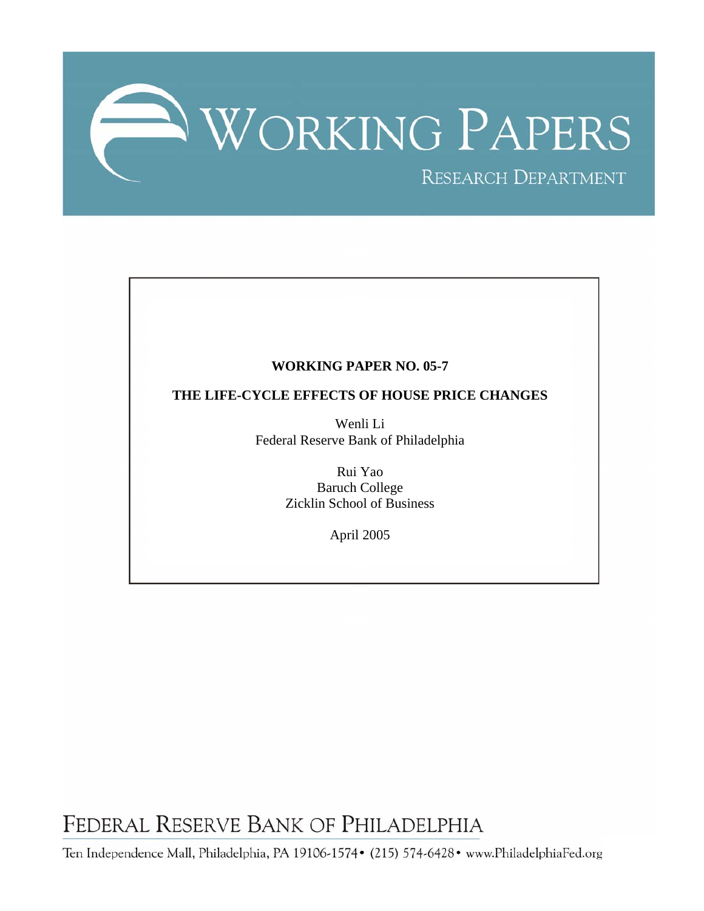# WORKING PAPERS

RESEARCH DEPARTMENT

**WORKING PAPER NO. 05-7**

**THE LIFE-CYCLE EFFECTS OF HOUSE PRICE CHANGES**

Wenli Li
Federal Reserve Bank of Philadelphia

Rui Yao
Baruch College
Zicklin School of Business

April 2005

FEDERAL RESERVE BANK OF PHILADELPHIA

Ten Independence Mall, Philadelphia, PA 19106-1574 • (215) 574-6428 • www.PhiladelphiaFed.org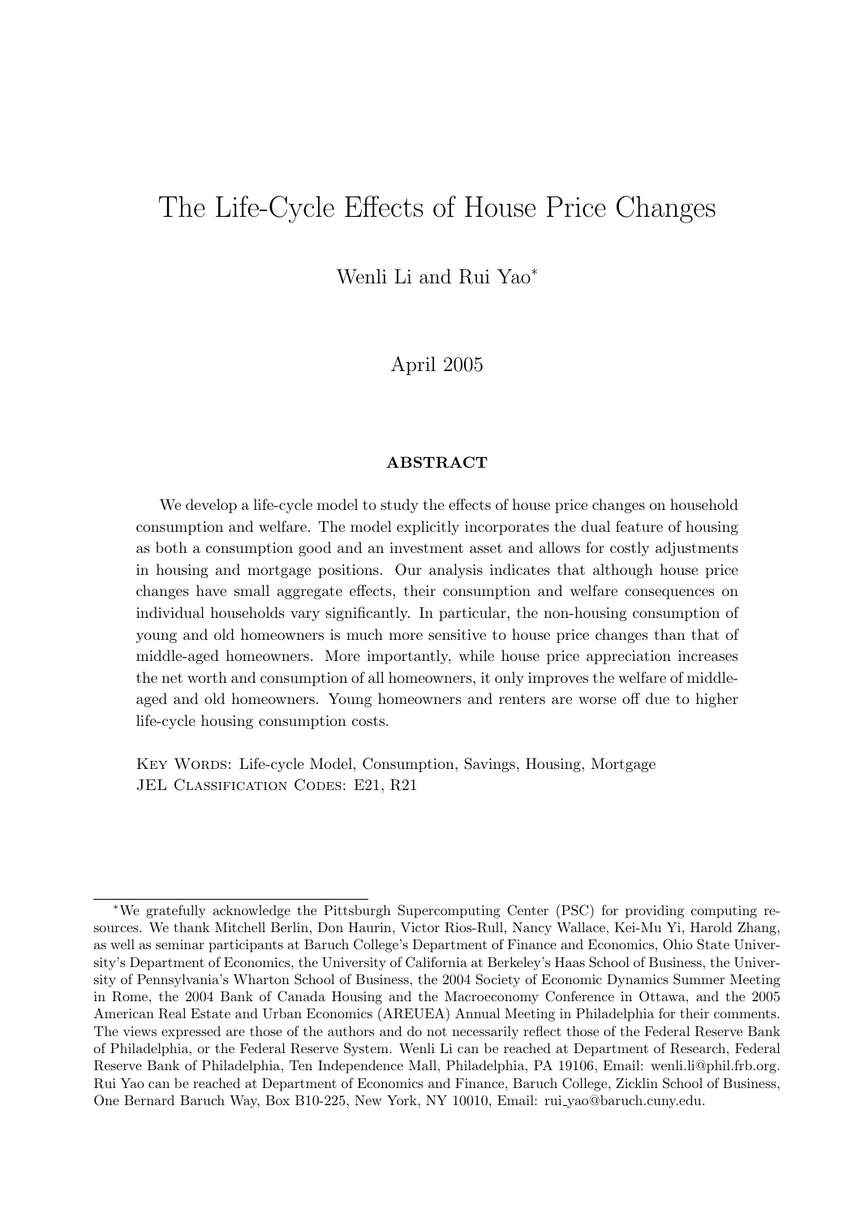# The Life-Cycle Effects of House Price Changes

Wenli Li and Rui Yao*

April 2005

**ABSTRACT**

We develop a life-cycle model to study the effects of house price changes on household consumption and welfare. The model explicitly incorporates the dual feature of housing as both a consumption good and an investment asset and allows for costly adjustments in housing and mortgage positions. Our analysis indicates that although house price changes have small aggregate effects, their consumption and welfare consequences on individual households vary significantly. In particular, the non-housing consumption of young and old homeowners is much more sensitive to house price changes than that of middle-aged homeowners. More importantly, while house price appreciation increases the net worth and consumption of all homeowners, it only improves the welfare of middle-aged and old homeowners. Young homeowners and renters are worse off due to higher life-cycle housing consumption costs.

Key Words: Life-cycle Model, Consumption, Savings, Housing, Mortgage
JEL Classification Codes: E21, R21

---

*We gratefully acknowledge the Pittsburgh Supercomputing Center (PSC) for providing computing resources. We thank Mitchell Berlin, Don Haurin, Victor Rios-Rull, Nancy Wallace, Kei-Mu Yi, Harold Zhang, as well as seminar participants at Baruch College's Department of Finance and Economics, Ohio State University's Department of Economics, the University of California at Berkeley's Haas School of Business, the University of Pennsylvania's Wharton School of Business, the 2004 Society of Economic Dynamics Summer Meeting in Rome, the 2004 Bank of Canada Housing and the Macroeconomy Conference in Ottawa, and the 2005 American Real Estate and Urban Economics (AREUEA) Annual Meeting in Philadelphia for their comments. The views expressed are those of the authors and do not necessarily reflect those of the Federal Reserve Bank of Philadelphia, or the Federal Reserve System. Wenli Li can be reached at Department of Research, Federal Reserve Bank of Philadelphia, Ten Independence Mall, Philadelphia, PA 19106, Email: wenli.li@phil.frb.org. Rui Yao can be reached at Department of Economics and Finance, Baruch College, Zicklin School of Business, One Bernard Baruch Way, Box B10-225, New York, NY 10010, Email: rui_yao@baruch.cuny.edu.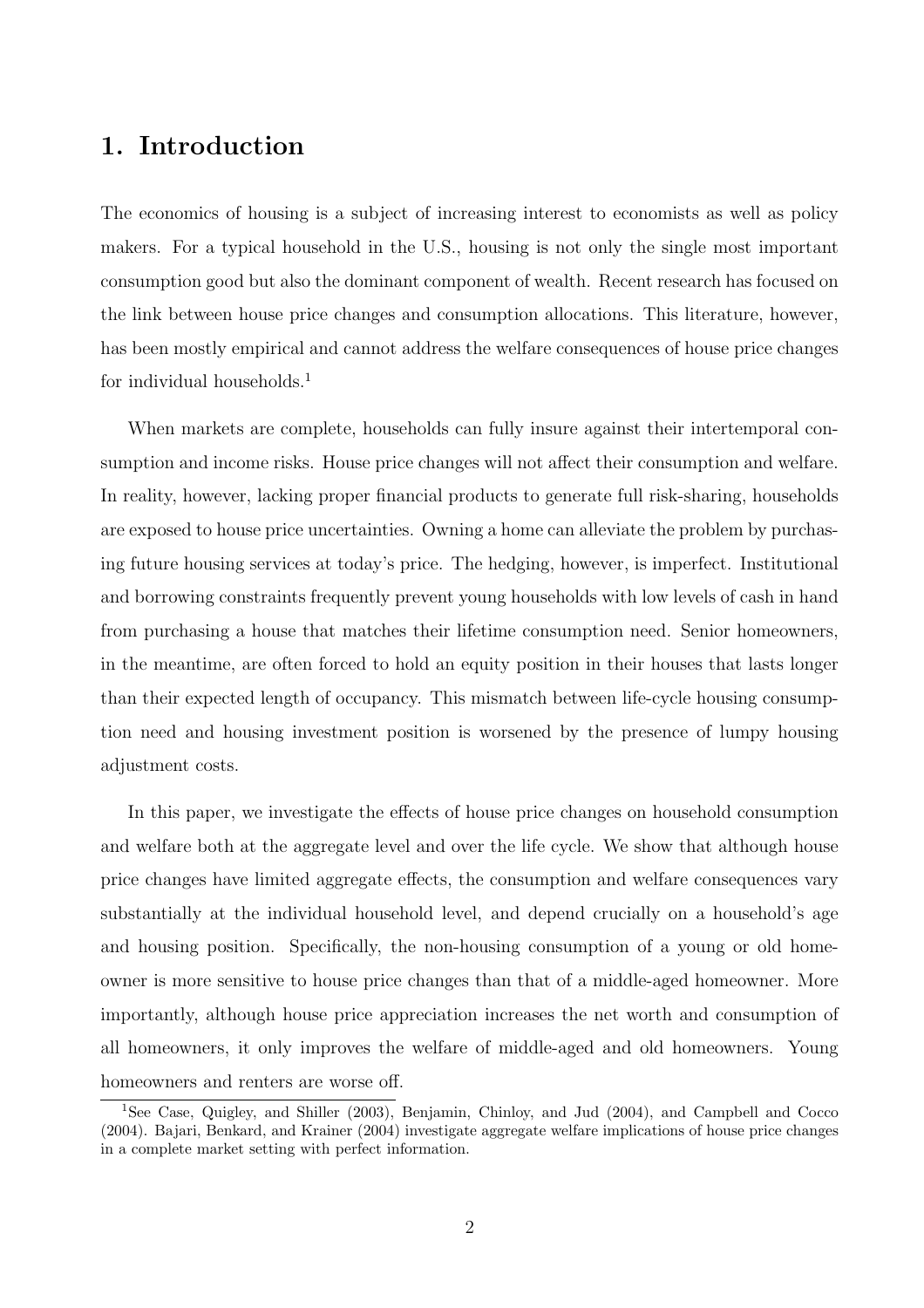# 1. Introduction

The economics of housing is a subject of increasing interest to economists as well as policy makers. For a typical household in the U.S., housing is not only the single most important consumption good but also the dominant component of wealth. Recent research has focused on the link between house price changes and consumption allocations. This literature, however, has been mostly empirical and cannot address the welfare consequences of house price changes for individual households.[1]

When markets are complete, households can fully insure against their intertemporal consumption and income risks. House price changes will not affect their consumption and welfare. In reality, however, lacking proper financial products to generate full risk-sharing, households are exposed to house price uncertainties. Owning a home can alleviate the problem by purchasing future housing services at today's price. The hedging, however, is imperfect. Institutional and borrowing constraints frequently prevent young households with low levels of cash in hand from purchasing a house that matches their lifetime consumption need. Senior homeowners, in the meantime, are often forced to hold an equity position in their houses that lasts longer than their expected length of occupancy. This mismatch between life-cycle housing consumption need and housing investment position is worsened by the presence of lumpy housing adjustment costs.

In this paper, we investigate the effects of house price changes on household consumption and welfare both at the aggregate level and over the life cycle. We show that although house price changes have limited aggregate effects, the consumption and welfare consequences vary substantially at the individual household level, and depend crucially on a household's age and housing position. Specifically, the non-housing consumption of a young or old homeowner is more sensitive to house price changes than that of a middle-aged homeowner. More importantly, although house price appreciation increases the net worth and consumption of all homeowners, it only improves the welfare of middle-aged and old homeowners. Young homeowners and renters are worse off.

[1] See Case, Quigley, and Shiller (2003), Benjamin, Chinloy, and Jud (2004), and Campbell and Cocco (2004). Bajari, Benkard, and Krainer (2004) investigate aggregate welfare implications of house price changes in a complete market setting with perfect information.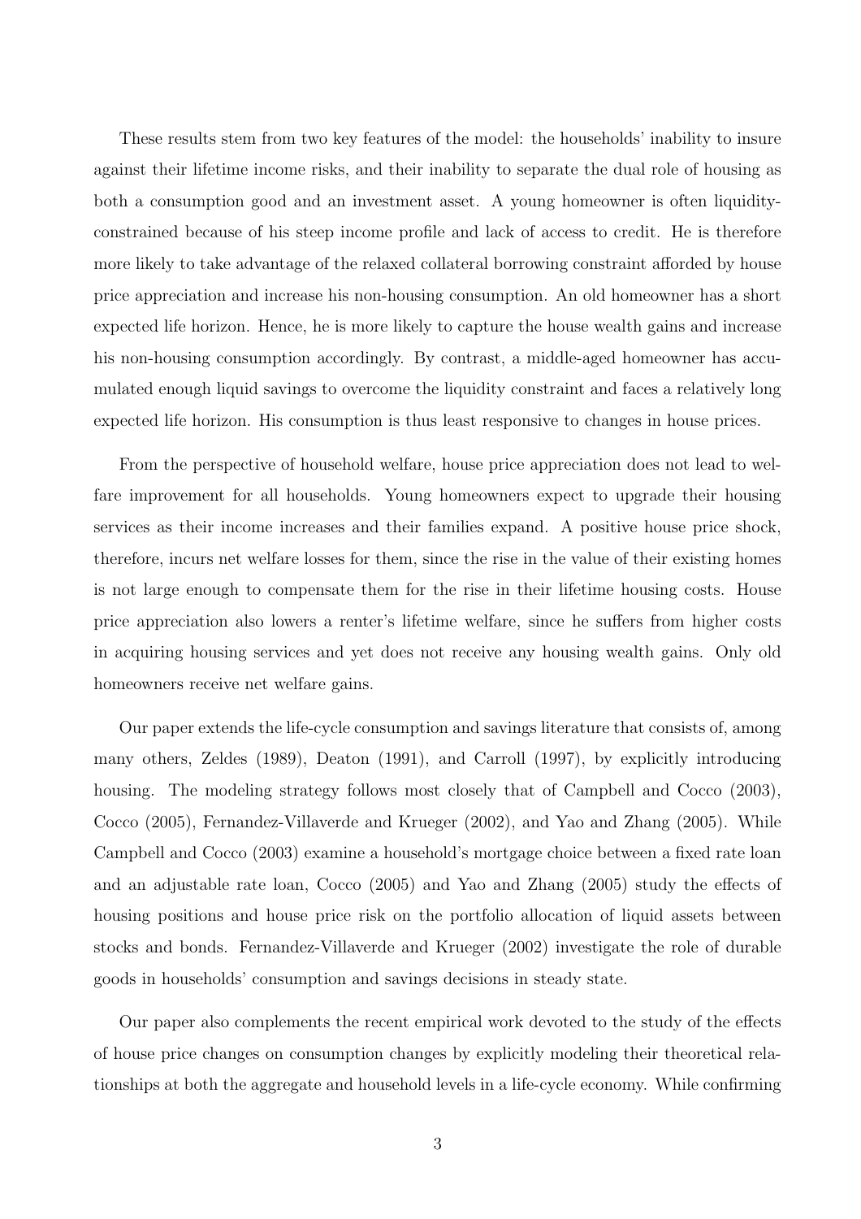These results stem from two key features of the model: the households' inability to insure against their lifetime income risks, and their inability to separate the dual role of housing as both a consumption good and an investment asset. A young homeowner is often liquidity-constrained because of his steep income profile and lack of access to credit. He is therefore more likely to take advantage of the relaxed collateral borrowing constraint afforded by house price appreciation and increase his non-housing consumption. An old homeowner has a short expected life horizon. Hence, he is more likely to capture the house wealth gains and increase his non-housing consumption accordingly. By contrast, a middle-aged homeowner has accumulated enough liquid savings to overcome the liquidity constraint and faces a relatively long expected life horizon. His consumption is thus least responsive to changes in house prices.

From the perspective of household welfare, house price appreciation does not lead to welfare improvement for all households. Young homeowners expect to upgrade their housing services as their income increases and their families expand. A positive house price shock, therefore, incurs net welfare losses for them, since the rise in the value of their existing homes is not large enough to compensate them for the rise in their lifetime housing costs. House price appreciation also lowers a renter's lifetime welfare, since he suffers from higher costs in acquiring housing services and yet does not receive any housing wealth gains. Only old homeowners receive net welfare gains.

Our paper extends the life-cycle consumption and savings literature that consists of, among many others, Zeldes (1989), Deaton (1991), and Carroll (1997), by explicitly introducing housing. The modeling strategy follows most closely that of Campbell and Cocco (2003), Cocco (2005), Fernandez-Villaverde and Krueger (2002), and Yao and Zhang (2005). While Campbell and Cocco (2003) examine a household's mortgage choice between a fixed rate loan and an adjustable rate loan, Cocco (2005) and Yao and Zhang (2005) study the effects of housing positions and house price risk on the portfolio allocation of liquid assets between stocks and bonds. Fernandez-Villaverde and Krueger (2002) investigate the role of durable goods in households' consumption and savings decisions in steady state.

Our paper also complements the recent empirical work devoted to the study of the effects of house price changes on consumption changes by explicitly modeling their theoretical relationships at both the aggregate and household levels in a life-cycle economy. While confirming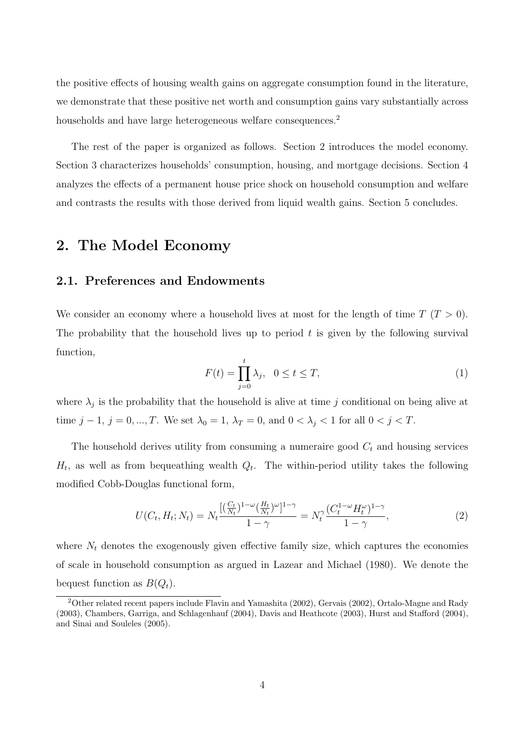the positive effects of housing wealth gains on aggregate consumption found in the literature, we demonstrate that these positive net worth and consumption gains vary substantially across households and have large heterogeneous welfare consequences.[2]

The rest of the paper is organized as follows. Section 2 introduces the model economy. Section 3 characterizes households' consumption, housing, and mortgage decisions. Section 4 analyzes the effects of a permanent house price shock on household consumption and welfare and contrasts the results with those derived from liquid wealth gains. Section 5 concludes.

## 2. The Model Economy

### 2.1. Preferences and Endowments

We consider an economy where a household lives at most for the length of time $T$ ($T > 0$). The probability that the household lives up to period $t$ is given by the following survival function,

$$F(t) = \prod_{j=0}^{t} \lambda_j, \quad 0 \leq t \leq T, \tag{1}$$

where $\lambda_j$ is the probability that the household is alive at time $j$ conditional on being alive at time $j-1$, $j = 0, ..., T$. We set $\lambda_0 = 1$, $\lambda_T = 0$, and $0 < \lambda_j < 1$ for all $0 < j < T$.

The household derives utility from consuming a numeraire good $C_t$ and housing services $H_t$, as well as from bequeathing wealth $Q_t$. The within-period utility takes the following modified Cobb-Douglas functional form,

$$U(C_t, H_t; N_t) = N_t \frac{[(\frac{C_t}{N_t})^{1-\omega}(\frac{H_t}{N_t})^{\omega}]^{1-\gamma}}{1-\gamma} = N_t^{\gamma} \frac{(C_t^{1-\omega} H_t^{\omega})^{1-\gamma}}{1-\gamma}, \tag{2}$$

where $N_t$ denotes the exogenously given effective family size, which captures the economies of scale in household consumption as argued in Lazear and Michael (1980). We denote the bequest function as $B(Q_t)$.

[2]Other related recent papers include Flavin and Yamashita (2002), Gervais (2002), Ortalo-Magne and Rady (2003), Chambers, Garriga, and Schlagenhauf (2004), Davis and Heathcote (2003), Hurst and Stafford (2004), and Sinai and Souleles (2005).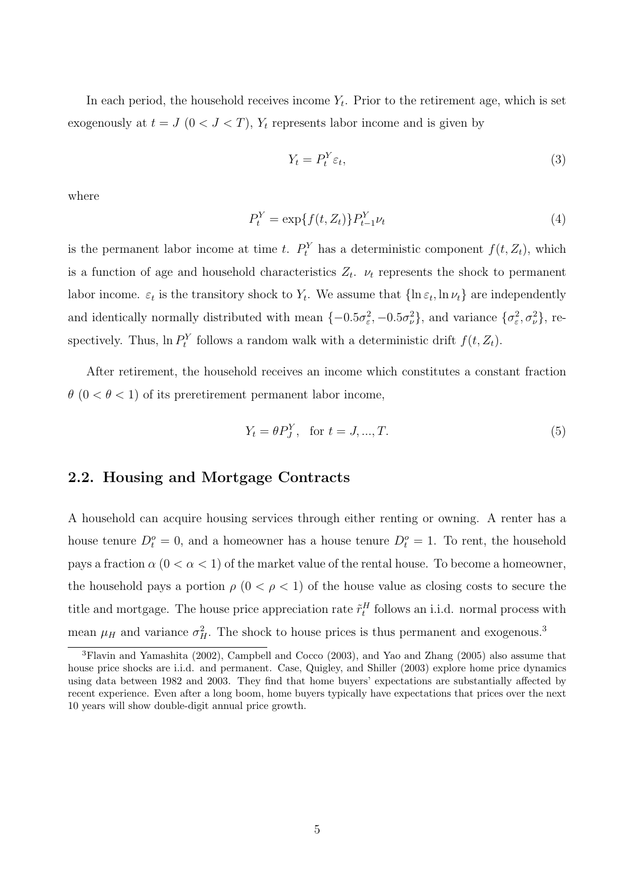In each period, the household receives income $Y_t$. Prior to the retirement age, which is set exogenously at $t = J$ $(0 < J < T)$, $Y_t$ represents labor income and is given by

$$Y_t = P_t^Y \varepsilon_t, \tag{3}$$

where

$$P_t^Y = \exp\{f(t, Z_t)\} P_{t-1}^Y \nu_t \tag{4}$$

is the permanent labor income at time $t$. $P_t^Y$ has a deterministic component $f(t, Z_t)$, which is a function of age and household characteristics $Z_t$. $\nu_t$ represents the shock to permanent labor income. $\varepsilon_t$ is the transitory shock to $Y_t$. We assume that $\{\ln \varepsilon_t, \ln \nu_t\}$ are independently and identically normally distributed with mean $\{-0.5\sigma_\varepsilon^2, -0.5\sigma_\nu^2\}$, and variance $\{\sigma_\varepsilon^2, \sigma_\nu^2\}$, respectively. Thus, $\ln P_t^Y$ follows a random walk with a deterministic drift $f(t, Z_t)$.

After retirement, the household receives an income which constitutes a constant fraction $\theta$ $(0 < \theta < 1)$ of its preretirement permanent labor income,

$$Y_t = \theta P_J^Y, \quad \text{for } t = J, ..., T. \tag{5}$$

## 2.2. Housing and Mortgage Contracts

A household can acquire housing services through either renting or owning. A renter has a house tenure $D_t^o = 0$, and a homeowner has a house tenure $D_t^o = 1$. To rent, the household pays a fraction $\alpha$ $(0 < \alpha < 1)$ of the market value of the rental house. To become a homeowner, the household pays a portion $\rho$ $(0 < \rho < 1)$ of the house value as closing costs to secure the title and mortgage. The house price appreciation rate $\tilde{r}_t^H$ follows an i.i.d. normal process with mean $\mu_H$ and variance $\sigma_H^2$. The shock to house prices is thus permanent and exogenous.[3]

[3] Flavin and Yamashita (2002), Campbell and Cocco (2003), and Yao and Zhang (2005) also assume that house price shocks are i.i.d. and permanent. Case, Quigley, and Shiller (2003) explore home price dynamics using data between 1982 and 2003. They find that home buyers' expectations are substantially affected by recent experience. Even after a long boom, home buyers typically have expectations that prices over the next 10 years will show double-digit annual price growth.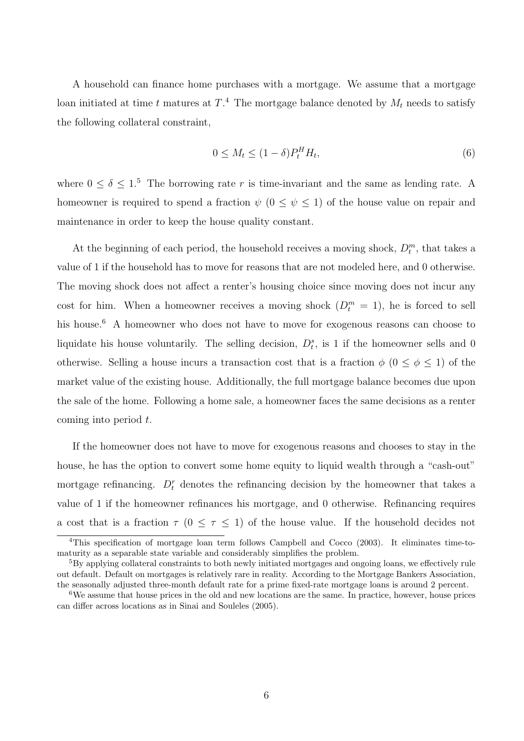A household can finance home purchases with a mortgage. We assume that a mortgage loan initiated at time $t$ matures at $T$.[4] The mortgage balance denoted by $M_t$ needs to satisfy the following collateral constraint,

$$0 \leq M_t \leq (1 - \delta) P_t^H H_t, \tag{6}$$

where $0 \leq \delta \leq 1$.[5] The borrowing rate $r$ is time-invariant and the same as lending rate. A homeowner is required to spend a fraction $\psi$ ($0 \leq \psi \leq 1$) of the house value on repair and maintenance in order to keep the house quality constant.

At the beginning of each period, the household receives a moving shock, $D_t^m$, that takes a value of 1 if the household has to move for reasons that are not modeled here, and 0 otherwise. The moving shock does not affect a renter's housing choice since moving does not incur any cost for him. When a homeowner receives a moving shock ($D_t^m = 1$), he is forced to sell his house.[6] A homeowner who does not have to move for exogenous reasons can choose to liquidate his house voluntarily. The selling decision, $D_t^s$, is 1 if the homeowner sells and 0 otherwise. Selling a house incurs a transaction cost that is a fraction $\phi$ ($0 \leq \phi \leq 1$) of the market value of the existing house. Additionally, the full mortgage balance becomes due upon the sale of the home. Following a home sale, a homeowner faces the same decisions as a renter coming into period $t$.

If the homeowner does not have to move for exogenous reasons and chooses to stay in the house, he has the option to convert some home equity to liquid wealth through a "cash-out" mortgage refinancing. $D_t^r$ denotes the refinancing decision by the homeowner that takes a value of 1 if the homeowner refinances his mortgage, and 0 otherwise. Refinancing requires a cost that is a fraction $\tau$ ($0 \leq \tau \leq 1$) of the house value. If the household decides not

---

[4] This specification of mortgage loan term follows Campbell and Cocco (2003). It eliminates time-to-maturity as a separable state variable and considerably simplifies the problem.

[5] By applying collateral constraints to both newly initiated mortgages and ongoing loans, we effectively rule out default. Default on mortgages is relatively rare in reality. According to the Mortgage Bankers Association, the seasonally adjusted three-month default rate for a prime fixed-rate mortgage loans is around 2 percent.

[6] We assume that house prices in the old and new locations are the same. In practice, however, house prices can differ across locations as in Sinai and Souleles (2005).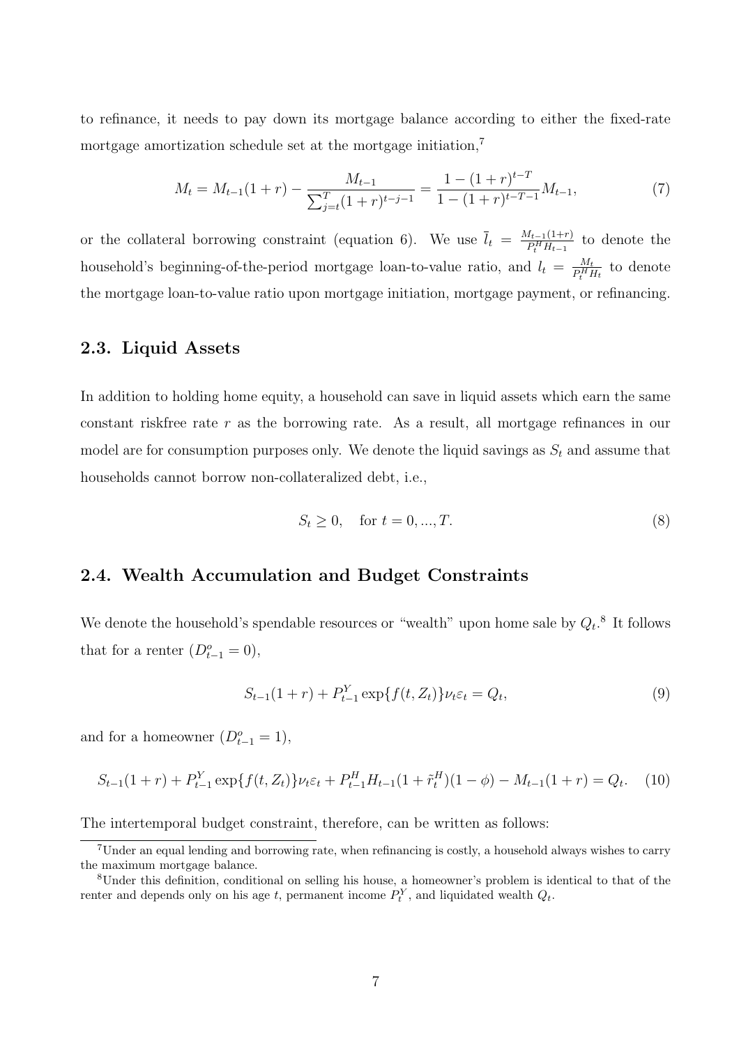to refinance, it needs to pay down its mortgage balance according to either the fixed-rate mortgage amortization schedule set at the mortgage initiation,[7]

$$M_t = M_{t-1}(1+r) - \frac{M_{t-1}}{\sum_{j=t}^{T}(1+r)^{t-j-1}} = \frac{1-(1+r)^{t-T}}{1-(1+r)^{t-T-1}} M_{t-1}, \tag{7}$$

or the collateral borrowing constraint (equation 6). We use $\bar{l}_t = \frac{M_{t-1}(1+r)}{P_t^H H_{t-1}}$ to denote the household's beginning-of-the-period mortgage loan-to-value ratio, and $l_t = \frac{M_t}{P_t^H H_t}$ to denote the mortgage loan-to-value ratio upon mortgage initiation, mortgage payment, or refinancing.

## 2.3. Liquid Assets

In addition to holding home equity, a household can save in liquid assets which earn the same constant riskfree rate $r$ as the borrowing rate. As a result, all mortgage refinances in our model are for consumption purposes only. We denote the liquid savings as $S_t$ and assume that households cannot borrow non-collateralized debt, i.e.,

$$S_t \geq 0, \quad \text{for } t = 0, ..., T. \tag{8}$$

## 2.4. Wealth Accumulation and Budget Constraints

We denote the household's spendable resources or "wealth" upon home sale by $Q_t$.[8] It follows that for a renter ($D_{t-1}^o = 0$),

$$S_{t-1}(1+r) + P_{t-1}^Y \exp\{f(t, Z_t)\}\nu_t \varepsilon_t = Q_t, \tag{9}$$

and for a homeowner ($D_{t-1}^o = 1$),

$$S_{t-1}(1+r) + P_{t-1}^Y \exp\{f(t, Z_t)\}\nu_t \varepsilon_t + P_{t-1}^H H_{t-1}(1+\tilde{r}_t^H)(1-\phi) - M_{t-1}(1+r) = Q_t. \tag{10}$$

The intertemporal budget constraint, therefore, can be written as follows:

[7] Under an equal lending and borrowing rate, when refinancing is costly, a household always wishes to carry the maximum mortgage balance.

[8] Under this definition, conditional on selling his house, a homeowner's problem is identical to that of the renter and depends only on his age $t$, permanent income $P_t^Y$, and liquidated wealth $Q_t$.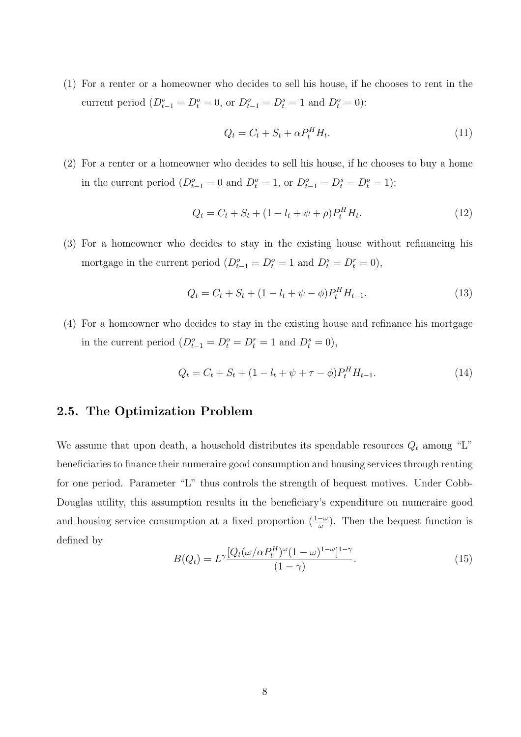(1) For a renter or a homeowner who decides to sell his house, if he chooses to rent in the current period ($D^o_{t-1} = D^o_t = 0$, or $D^o_{t-1} = D^s_t = 1$ and $D^o_t = 0$):

$$Q_t = C_t + S_t + \alpha P^H_t H_t. \tag{11}$$

(2) For a renter or a homeowner who decides to sell his house, if he chooses to buy a home in the current period ($D^o_{t-1} = 0$ and $D^o_t = 1$, or $D^o_{t-1} = D^s_t = D^o_t = 1$):

$$Q_t = C_t + S_t + (1 - l_t + \psi + \rho) P^H_t H_t. \tag{12}$$

(3) For a homeowner who decides to stay in the existing house without refinancing his mortgage in the current period ($D^o_{t-1} = D^o_t = 1$ and $D^s_t = D^r_t = 0$),

$$Q_t = C_t + S_t + (1 - l_t + \psi - \phi) P^H_t H_{t-1}. \tag{13}$$

(4) For a homeowner who decides to stay in the existing house and refinance his mortgage in the current period ($D^o_{t-1} = D^o_t = D^r_t = 1$ and $D^s_t = 0$),

$$Q_t = C_t + S_t + (1 - l_t + \psi + \tau - \phi) P^H_t H_{t-1}. \tag{14}$$

## 2.5. The Optimization Problem

We assume that upon death, a household distributes its spendable resources $Q_t$ among "L" beneficiaries to finance their numeraire good consumption and housing services through renting for one period. Parameter "L" thus controls the strength of bequest motives. Under Cobb-Douglas utility, this assumption results in the beneficiary's expenditure on numeraire good and housing service consumption at a fixed proportion ($\frac{1-\omega}{\omega}$). Then the bequest function is defined by

$$B(Q_t) = L^\gamma \frac{[Q_t(\omega/\alpha P^H_t)^\omega (1-\omega)^{1-\omega}]^{1-\gamma}}{(1-\gamma)}. \tag{15}$$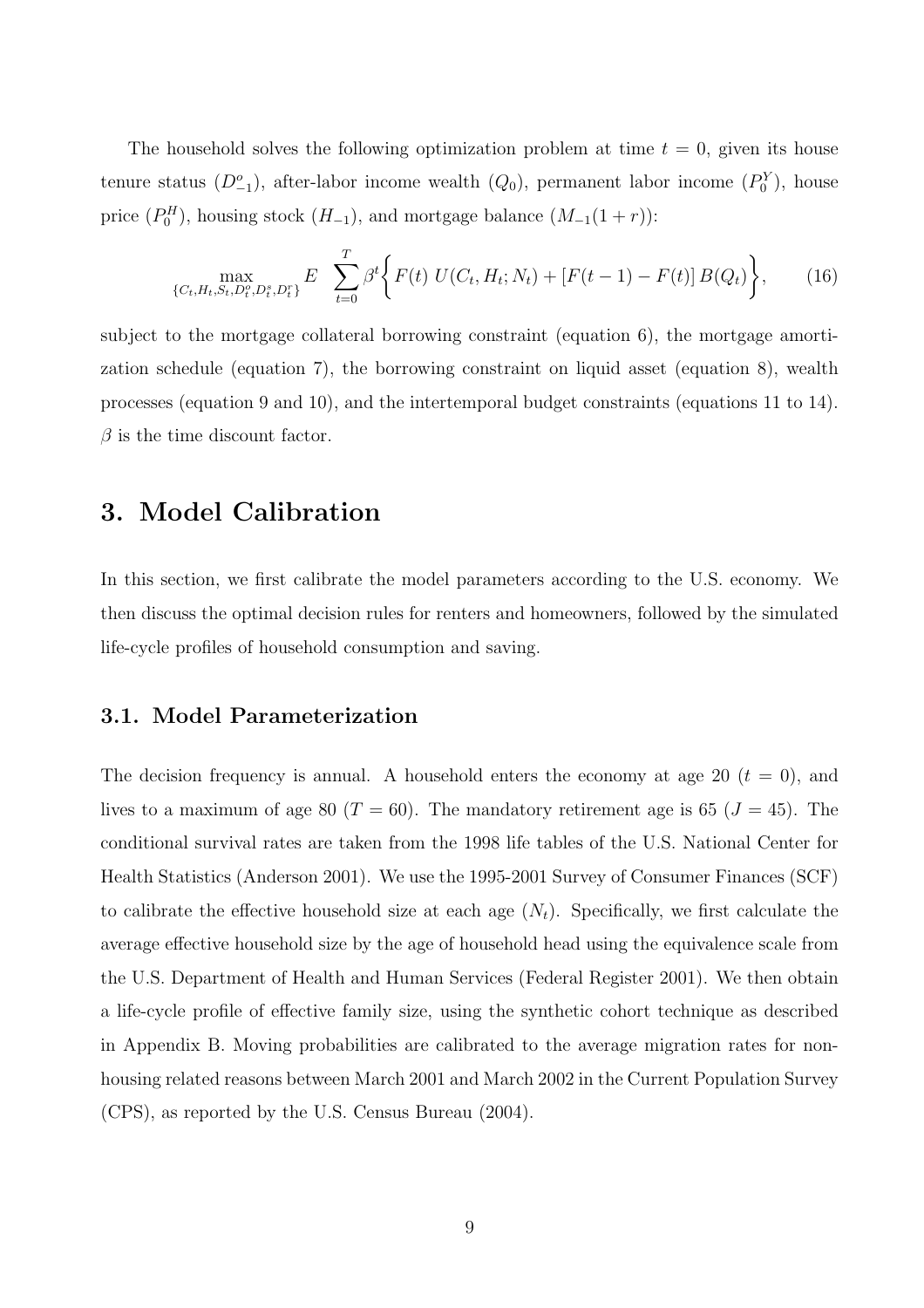The household solves the following optimization problem at time $t = 0$, given its house tenure status ($D^o_{-1}$), after-labor income wealth ($Q_0$), permanent labor income ($P^Y_0$), house price ($P^H_0$), housing stock ($H_{-1}$), and mortgage balance ($M_{-1}(1 + r)$):

$$\max_{\{C_t, H_t, S_t, D^o_t, D^s_t, D^r_t\}} E \sum_{t=0}^{T} \beta^t \bigg\{ F(t)\; U(C_t, H_t; N_t) + [F(t-1) - F(t)]\, B(Q_t) \bigg\}, \tag{16}$$

subject to the mortgage collateral borrowing constraint (equation 6), the mortgage amortization schedule (equation 7), the borrowing constraint on liquid asset (equation 8), wealth processes (equation 9 and 10), and the intertemporal budget constraints (equations 11 to 14). $\beta$ is the time discount factor.

# 3. Model Calibration

In this section, we first calibrate the model parameters according to the U.S. economy. We then discuss the optimal decision rules for renters and homeowners, followed by the simulated life-cycle profiles of household consumption and saving.

## 3.1. Model Parameterization

The decision frequency is annual. A household enters the economy at age 20 ($t = 0$), and lives to a maximum of age 80 ($T = 60$). The mandatory retirement age is 65 ($J = 45$). The conditional survival rates are taken from the 1998 life tables of the U.S. National Center for Health Statistics (Anderson 2001). We use the 1995-2001 Survey of Consumer Finances (SCF) to calibrate the effective household size at each age ($N_t$). Specifically, we first calculate the average effective household size by the age of household head using the equivalence scale from the U.S. Department of Health and Human Services (Federal Register 2001). We then obtain a life-cycle profile of effective family size, using the synthetic cohort technique as described in Appendix B. Moving probabilities are calibrated to the average migration rates for non-housing related reasons between March 2001 and March 2002 in the Current Population Survey (CPS), as reported by the U.S. Census Bureau (2004).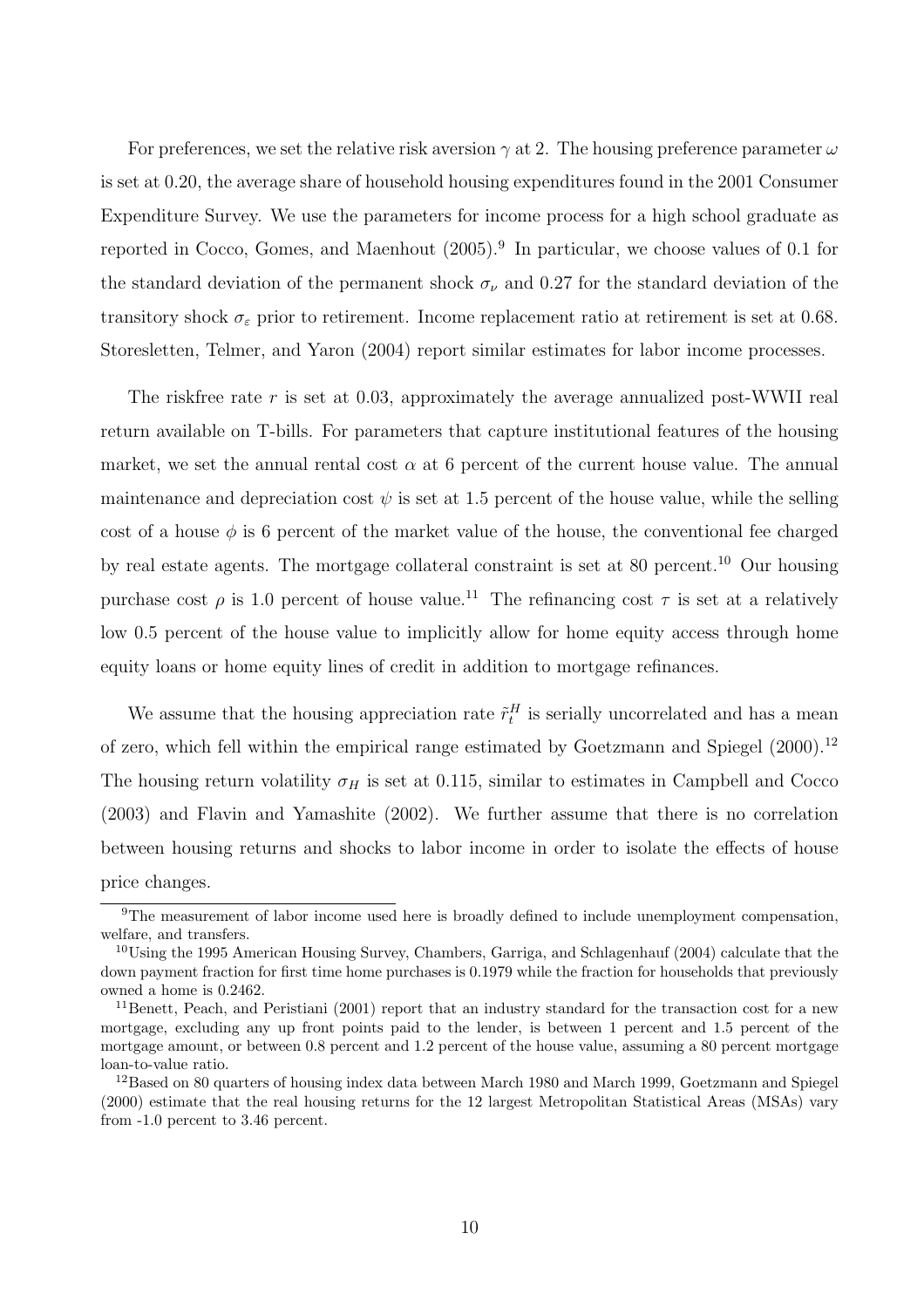For preferences, we set the relative risk aversion $\gamma$ at 2. The housing preference parameter $\omega$ is set at 0.20, the average share of household housing expenditures found in the 2001 Consumer Expenditure Survey. We use the parameters for income process for a high school graduate as reported in Cocco, Gomes, and Maenhout (2005).[9] In particular, we choose values of 0.1 for the standard deviation of the permanent shock $\sigma_\nu$ and 0.27 for the standard deviation of the transitory shock $\sigma_\varepsilon$ prior to retirement. Income replacement ratio at retirement is set at 0.68. Storesletten, Telmer, and Yaron (2004) report similar estimates for labor income processes.

The riskfree rate $r$ is set at 0.03, approximately the average annualized post-WWII real return available on T-bills. For parameters that capture institutional features of the housing market, we set the annual rental cost $\alpha$ at 6 percent of the current house value. The annual maintenance and depreciation cost $\psi$ is set at 1.5 percent of the house value, while the selling cost of a house $\phi$ is 6 percent of the market value of the house, the conventional fee charged by real estate agents. The mortgage collateral constraint is set at 80 percent.[10] Our housing purchase cost $\rho$ is 1.0 percent of house value.[11] The refinancing cost $\tau$ is set at a relatively low 0.5 percent of the house value to implicitly allow for home equity access through home equity loans or home equity lines of credit in addition to mortgage refinances.

We assume that the housing appreciation rate $\tilde{r}_t^H$ is serially uncorrelated and has a mean of zero, which fell within the empirical range estimated by Goetzmann and Spiegel (2000).[12] The housing return volatility $\sigma_H$ is set at 0.115, similar to estimates in Campbell and Cocco (2003) and Flavin and Yamashite (2002). We further assume that there is no correlation between housing returns and shocks to labor income in order to isolate the effects of house price changes.

[9] The measurement of labor income used here is broadly defined to include unemployment compensation, welfare, and transfers.

[10] Using the 1995 American Housing Survey, Chambers, Garriga, and Schlagenhauf (2004) calculate that the down payment fraction for first time home purchases is 0.1979 while the fraction for households that previously owned a home is 0.2462.

[11] Benett, Peach, and Peristiani (2001) report that an industry standard for the transaction cost for a new mortgage, excluding any up front points paid to the lender, is between 1 percent and 1.5 percent of the mortgage amount, or between 0.8 percent and 1.2 percent of the house value, assuming a 80 percent mortgage loan-to-value ratio.

[12] Based on 80 quarters of housing index data between March 1980 and March 1999, Goetzmann and Spiegel (2000) estimate that the real housing returns for the 12 largest Metropolitan Statistical Areas (MSAs) vary from -1.0 percent to 3.46 percent.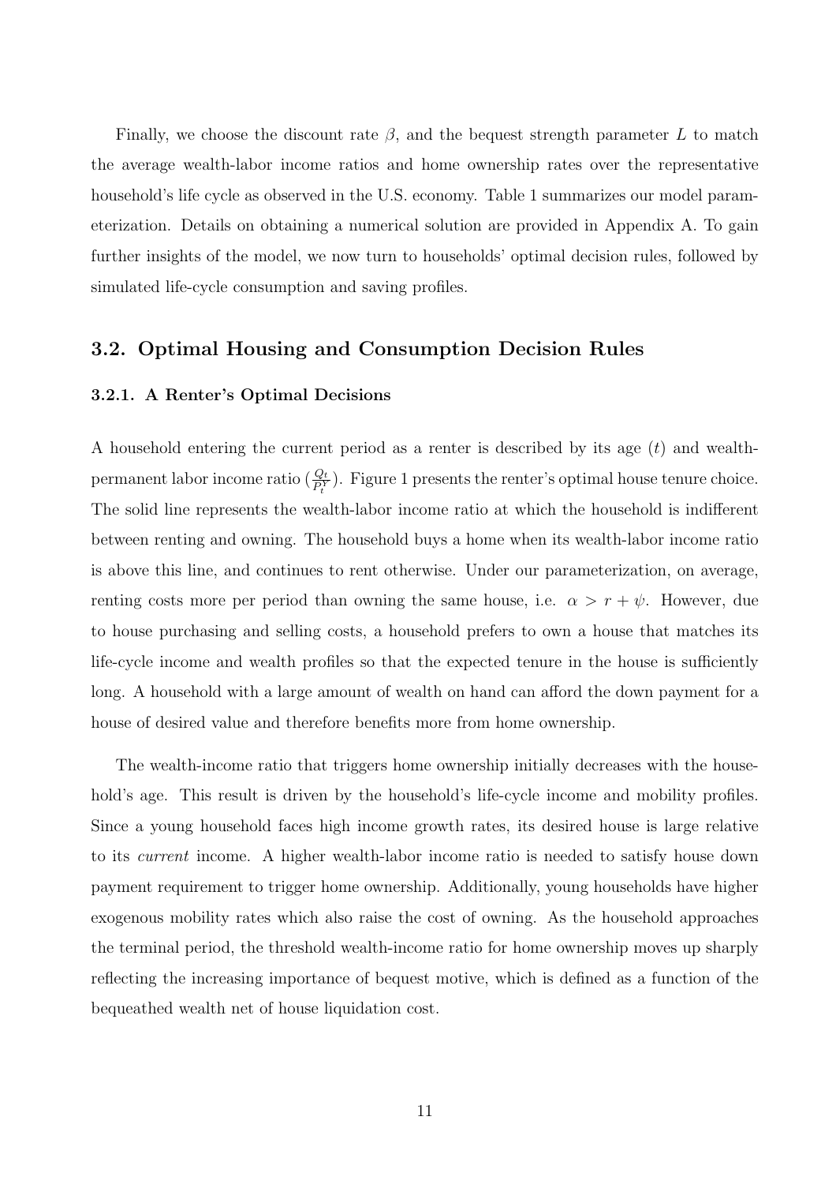Finally, we choose the discount rate $\beta$, and the bequest strength parameter $L$ to match the average wealth-labor income ratios and home ownership rates over the representative household's life cycle as observed in the U.S. economy. Table 1 summarizes our model parameterization. Details on obtaining a numerical solution are provided in Appendix A. To gain further insights of the model, we now turn to households' optimal decision rules, followed by simulated life-cycle consumption and saving profiles.

## 3.2. Optimal Housing and Consumption Decision Rules

### 3.2.1. A Renter's Optimal Decisions

A household entering the current period as a renter is described by its age ($t$) and wealth-permanent labor income ratio ($\frac{Q_t}{P_t^Y}$). Figure 1 presents the renter's optimal house tenure choice. The solid line represents the wealth-labor income ratio at which the household is indifferent between renting and owning. The household buys a home when its wealth-labor income ratio is above this line, and continues to rent otherwise. Under our parameterization, on average, renting costs more per period than owning the same house, i.e. $\alpha > r + \psi$. However, due to house purchasing and selling costs, a household prefers to own a house that matches its life-cycle income and wealth profiles so that the expected tenure in the house is sufficiently long. A household with a large amount of wealth on hand can afford the down payment for a house of desired value and therefore benefits more from home ownership.

The wealth-income ratio that triggers home ownership initially decreases with the household's age. This result is driven by the household's life-cycle income and mobility profiles. Since a young household faces high income growth rates, its desired house is large relative to its *current* income. A higher wealth-labor income ratio is needed to satisfy house down payment requirement to trigger home ownership. Additionally, young households have higher exogenous mobility rates which also raise the cost of owning. As the household approaches the terminal period, the threshold wealth-income ratio for home ownership moves up sharply reflecting the increasing importance of bequest motive, which is defined as a function of the bequeathed wealth net of house liquidation cost.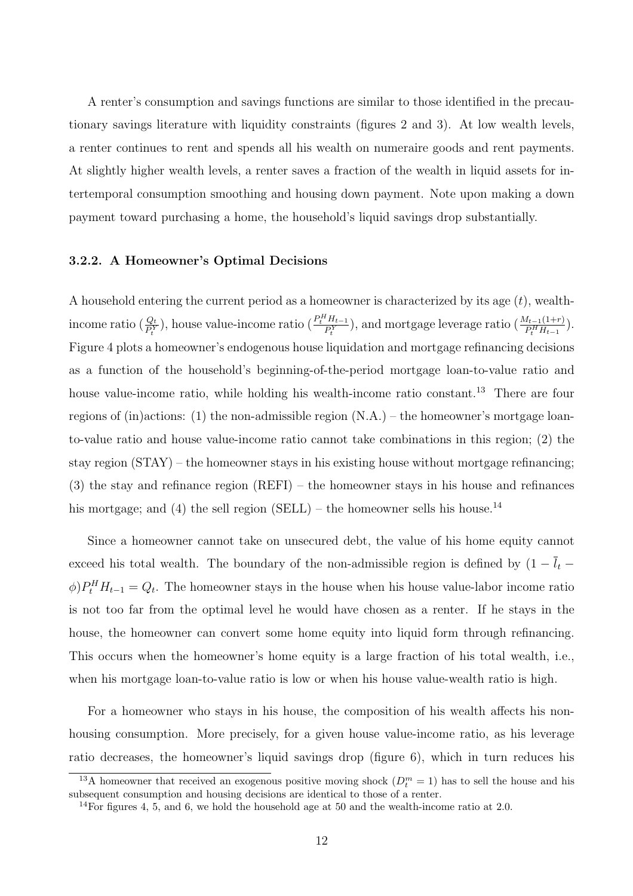A renter's consumption and savings functions are similar to those identified in the precautionary savings literature with liquidity constraints (figures 2 and 3). At low wealth levels, a renter continues to rent and spends all his wealth on numeraire goods and rent payments. At slightly higher wealth levels, a renter saves a fraction of the wealth in liquid assets for intertemporal consumption smoothing and housing down payment. Note upon making a down payment toward purchasing a home, the household's liquid savings drop substantially.

### 3.2.2. A Homeowner's Optimal Decisions

A household entering the current period as a homeowner is characterized by its age ($t$), wealth-income ratio ($\frac{Q_t}{P_t^Y}$), house value-income ratio ($\frac{P_t^H H_{t-1}}{P_t^Y}$), and mortgage leverage ratio ($\frac{M_{t-1}(1+r)}{P_t^H H_{t-1}}$). Figure 4 plots a homeowner's endogenous house liquidation and mortgage refinancing decisions as a function of the household's beginning-of-the-period mortgage loan-to-value ratio and house value-income ratio, while holding his wealth-income ratio constant.[13] There are four regions of (in)actions: (1) the non-admissible region (N.A.) – the homeowner's mortgage loan-to-value ratio and house value-income ratio cannot take combinations in this region; (2) the stay region (STAY) – the homeowner stays in his existing house without mortgage refinancing; (3) the stay and refinance region (REFI) – the homeowner stays in his house and refinances his mortgage; and (4) the sell region (SELL) – the homeowner sells his house.[14]

Since a homeowner cannot take on unsecured debt, the value of his home equity cannot exceed his total wealth. The boundary of the non-admissible region is defined by $(1 - \bar{l}_t - \phi)P_t^H H_{t-1} = Q_t$. The homeowner stays in the house when his house value-labor income ratio is not too far from the optimal level he would have chosen as a renter. If he stays in the house, the homeowner can convert some home equity into liquid form through refinancing. This occurs when the homeowner's home equity is a large fraction of his total wealth, i.e., when his mortgage loan-to-value ratio is low or when his house value-wealth ratio is high.

For a homeowner who stays in his house, the composition of his wealth affects his non-housing consumption. More precisely, for a given house value-income ratio, as his leverage ratio decreases, the homeowner's liquid savings drop (figure 6), which in turn reduces his

[13] A homeowner that received an exogenous positive moving shock ($D_t^m = 1$) has to sell the house and his subsequent consumption and housing decisions are identical to those of a renter.

[14] For figures 4, 5, and 6, we hold the household age at 50 and the wealth-income ratio at 2.0.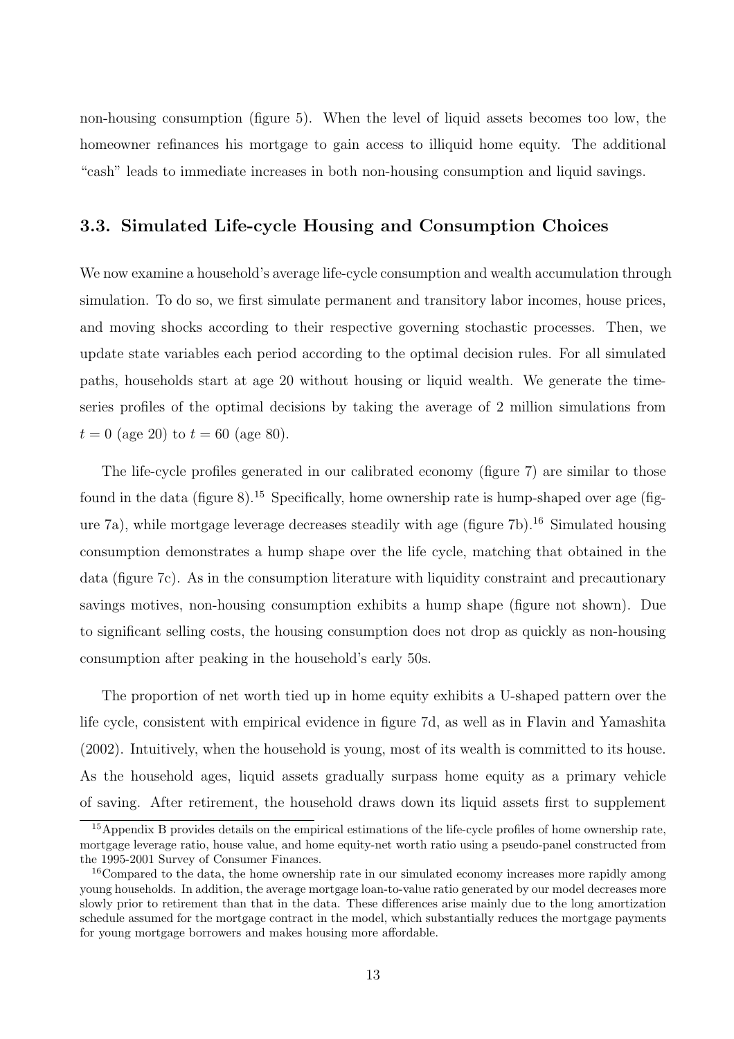non-housing consumption (figure 5). When the level of liquid assets becomes too low, the homeowner refinances his mortgage to gain access to illiquid home equity. The additional "cash" leads to immediate increases in both non-housing consumption and liquid savings.

### 3.3. Simulated Life-cycle Housing and Consumption Choices

We now examine a household's average life-cycle consumption and wealth accumulation through simulation. To do so, we first simulate permanent and transitory labor incomes, house prices, and moving shocks according to their respective governing stochastic processes. Then, we update state variables each period according to the optimal decision rules. For all simulated paths, households start at age 20 without housing or liquid wealth. We generate the time-series profiles of the optimal decisions by taking the average of 2 million simulations from $t = 0$ (age 20) to $t = 60$ (age 80).

The life-cycle profiles generated in our calibrated economy (figure 7) are similar to those found in the data (figure 8).[15] Specifically, home ownership rate is hump-shaped over age (figure 7a), while mortgage leverage decreases steadily with age (figure 7b).[16] Simulated housing consumption demonstrates a hump shape over the life cycle, matching that obtained in the data (figure 7c). As in the consumption literature with liquidity constraint and precautionary savings motives, non-housing consumption exhibits a hump shape (figure not shown). Due to significant selling costs, the housing consumption does not drop as quickly as non-housing consumption after peaking in the household's early 50s.

The proportion of net worth tied up in home equity exhibits a U-shaped pattern over the life cycle, consistent with empirical evidence in figure 7d, as well as in Flavin and Yamashita (2002). Intuitively, when the household is young, most of its wealth is committed to its house. As the household ages, liquid assets gradually surpass home equity as a primary vehicle of saving. After retirement, the household draws down its liquid assets first to supplement

[15] Appendix B provides details on the empirical estimations of the life-cycle profiles of home ownership rate, mortgage leverage ratio, house value, and home equity-net worth ratio using a pseudo-panel constructed from the 1995-2001 Survey of Consumer Finances.

[16] Compared to the data, the home ownership rate in our simulated economy increases more rapidly among young households. In addition, the average mortgage loan-to-value ratio generated by our model decreases more slowly prior to retirement than that in the data. These differences arise mainly due to the long amortization schedule assumed for the mortgage contract in the model, which substantially reduces the mortgage payments for young mortgage borrowers and makes housing more affordable.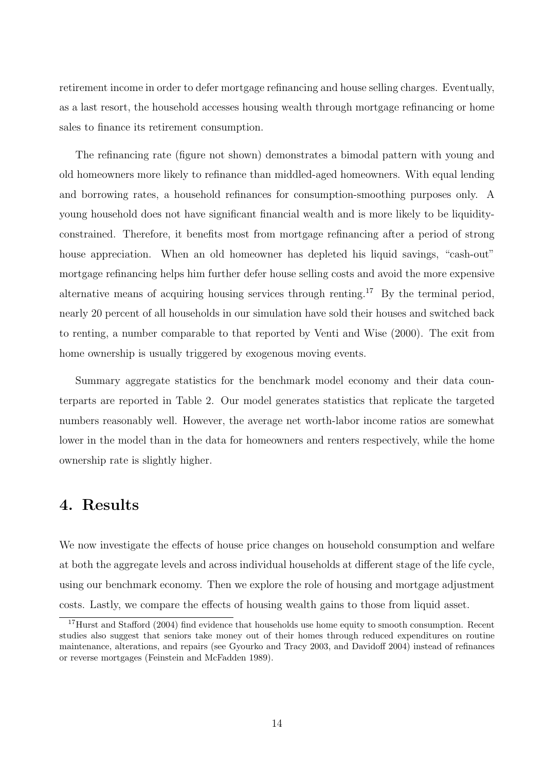retirement income in order to defer mortgage refinancing and house selling charges. Eventually, as a last resort, the household accesses housing wealth through mortgage refinancing or home sales to finance its retirement consumption.

The refinancing rate (figure not shown) demonstrates a bimodal pattern with young and old homeowners more likely to refinance than middled-aged homeowners. With equal lending and borrowing rates, a household refinances for consumption-smoothing purposes only. A young household does not have significant financial wealth and is more likely to be liquidity-constrained. Therefore, it benefits most from mortgage refinancing after a period of strong house appreciation. When an old homeowner has depleted his liquid savings, "cash-out" mortgage refinancing helps him further defer house selling costs and avoid the more expensive alternative means of acquiring housing services through renting.[17] By the terminal period, nearly 20 percent of all households in our simulation have sold their houses and switched back to renting, a number comparable to that reported by Venti and Wise (2000). The exit from home ownership is usually triggered by exogenous moving events.

Summary aggregate statistics for the benchmark model economy and their data counterparts are reported in Table 2. Our model generates statistics that replicate the targeted numbers reasonably well. However, the average net worth-labor income ratios are somewhat lower in the model than in the data for homeowners and renters respectively, while the home ownership rate is slightly higher.

## 4. Results

We now investigate the effects of house price changes on household consumption and welfare at both the aggregate levels and across individual households at different stage of the life cycle, using our benchmark economy. Then we explore the role of housing and mortgage adjustment costs. Lastly, we compare the effects of housing wealth gains to those from liquid asset.

[17] Hurst and Stafford (2004) find evidence that households use home equity to smooth consumption. Recent studies also suggest that seniors take money out of their homes through reduced expenditures on routine maintenance, alterations, and repairs (see Gyourko and Tracy 2003, and Davidoff 2004) instead of refinances or reverse mortgages (Feinstein and McFadden 1989).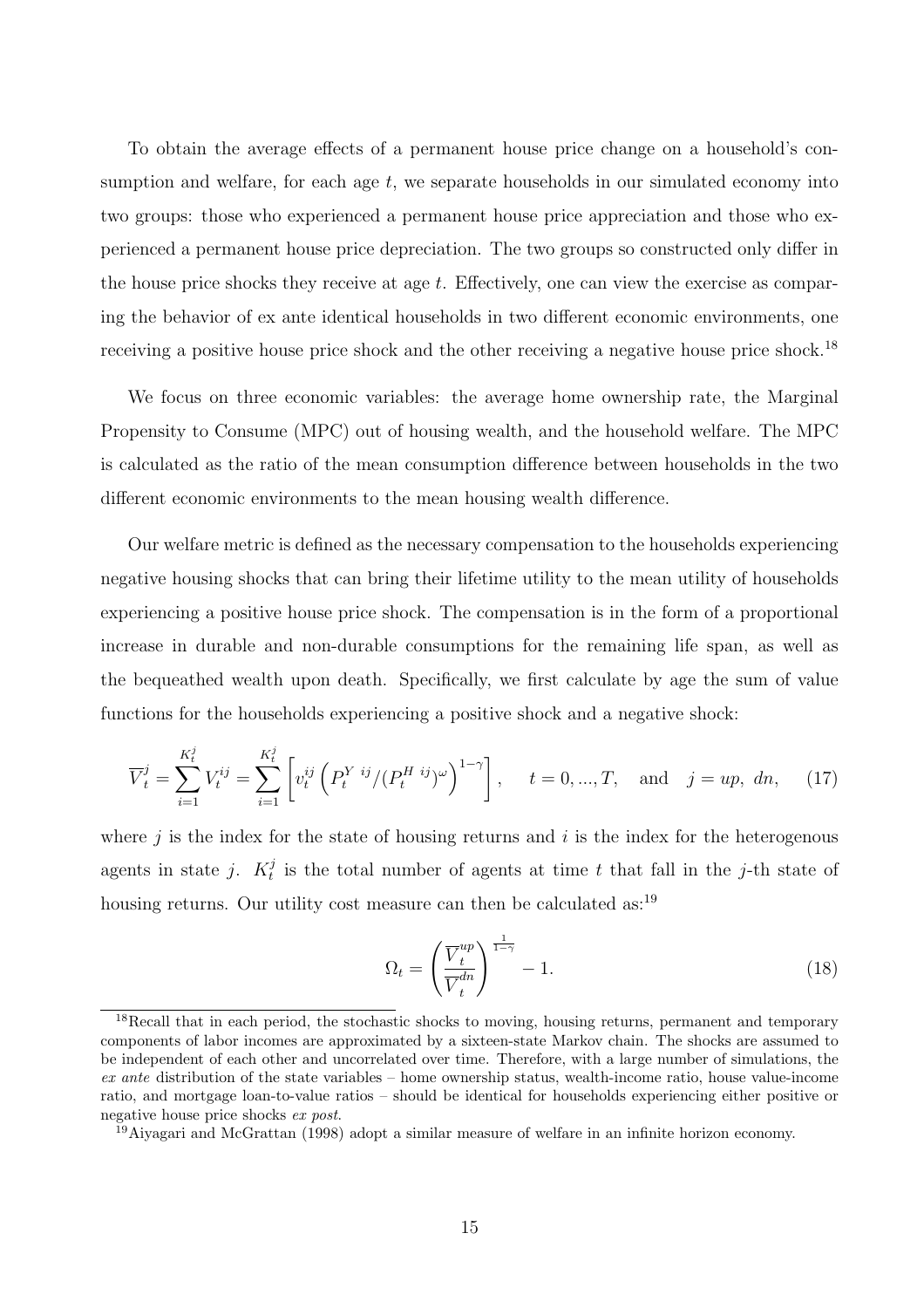To obtain the average effects of a permanent house price change on a household's consumption and welfare, for each age $t$, we separate households in our simulated economy into two groups: those who experienced a permanent house price appreciation and those who experienced a permanent house price depreciation. The two groups so constructed only differ in the house price shocks they receive at age $t$. Effectively, one can view the exercise as comparing the behavior of ex ante identical households in two different economic environments, one receiving a positive house price shock and the other receiving a negative house price shock.[18]

We focus on three economic variables: the average home ownership rate, the Marginal Propensity to Consume (MPC) out of housing wealth, and the household welfare. The MPC is calculated as the ratio of the mean consumption difference between households in the two different economic environments to the mean housing wealth difference.

Our welfare metric is defined as the necessary compensation to the households experiencing negative housing shocks that can bring their lifetime utility to the mean utility of households experiencing a positive house price shock. The compensation is in the form of a proportional increase in durable and non-durable consumptions for the remaining life span, as well as the bequeathed wealth upon death. Specifically, we first calculate by age the sum of value functions for the households experiencing a positive shock and a negative shock:

$$\overline{V}_t^j = \sum_{i=1}^{K_t^j} V_t^{ij} = \sum_{i=1}^{K_t^j} \left[ v_t^{ij} \left( P_t^{Y\ ij} / (P_t^{H\ ij})^{\omega} \right)^{1-\gamma} \right], \quad t = 0, ..., T, \quad \text{and} \quad j = up,\ dn, \tag{17}$$

where $j$ is the index for the state of housing returns and $i$ is the index for the heterogenous agents in state $j$. $K_t^j$ is the total number of agents at time $t$ that fall in the $j$-th state of housing returns. Our utility cost measure can then be calculated as:[19]

$$\Omega_t = \left( \frac{\overline{V}_t^{up}}{\overline{V}_t^{dn}} \right)^{\frac{1}{1-\gamma}} - 1. \tag{18}$$

[18] Recall that in each period, the stochastic shocks to moving, housing returns, permanent and temporary components of labor incomes are approximated by a sixteen-state Markov chain. The shocks are assumed to be independent of each other and uncorrelated over time. Therefore, with a large number of simulations, the *ex ante* distribution of the state variables – home ownership status, wealth-income ratio, house value-income ratio, and mortgage loan-to-value ratios – should be identical for households experiencing either positive or negative house price shocks *ex post*.

[19] Aiyagari and McGrattan (1998) adopt a similar measure of welfare in an infinite horizon economy.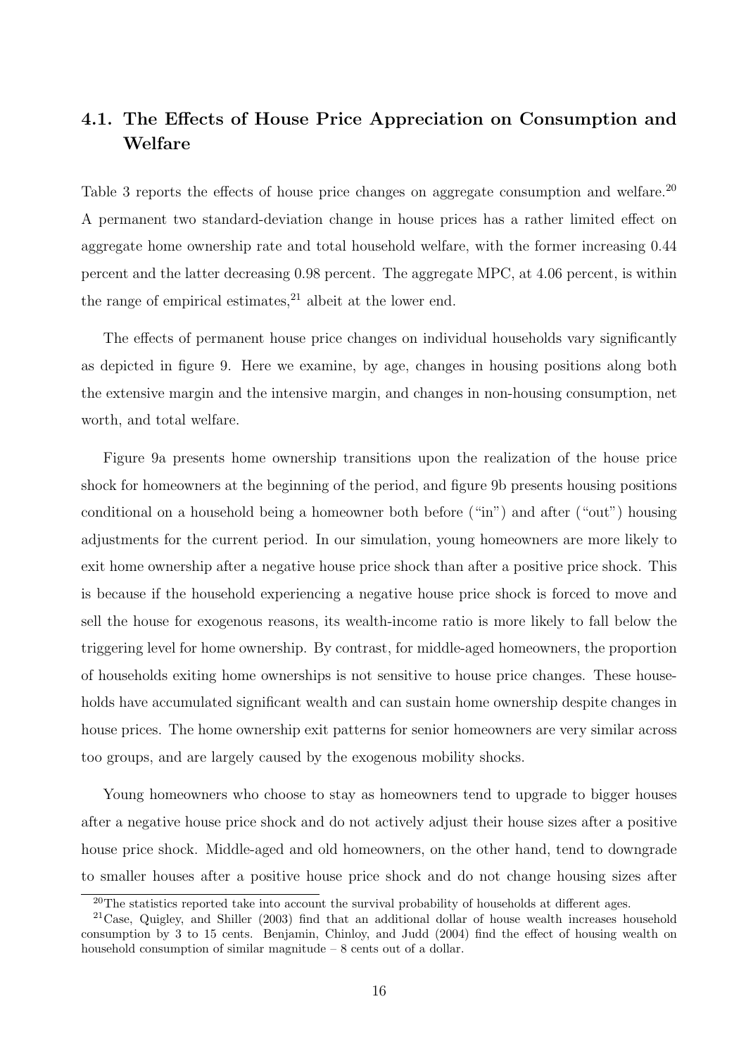### 4.1. The Effects of House Price Appreciation on Consumption and Welfare

Table 3 reports the effects of house price changes on aggregate consumption and welfare.[20] A permanent two standard-deviation change in house prices has a rather limited effect on aggregate home ownership rate and total household welfare, with the former increasing 0.44 percent and the latter decreasing 0.98 percent. The aggregate MPC, at 4.06 percent, is within the range of empirical estimates,[21] albeit at the lower end.

The effects of permanent house price changes on individual households vary significantly as depicted in figure 9. Here we examine, by age, changes in housing positions along both the extensive margin and the intensive margin, and changes in non-housing consumption, net worth, and total welfare.

Figure 9a presents home ownership transitions upon the realization of the house price shock for homeowners at the beginning of the period, and figure 9b presents housing positions conditional on a household being a homeowner both before ("in") and after ("out") housing adjustments for the current period. In our simulation, young homeowners are more likely to exit home ownership after a negative house price shock than after a positive price shock. This is because if the household experiencing a negative house price shock is forced to move and sell the house for exogenous reasons, its wealth-income ratio is more likely to fall below the triggering level for home ownership. By contrast, for middle-aged homeowners, the proportion of households exiting home ownerships is not sensitive to house price changes. These households have accumulated significant wealth and can sustain home ownership despite changes in house prices. The home ownership exit patterns for senior homeowners are very similar across too groups, and are largely caused by the exogenous mobility shocks.

Young homeowners who choose to stay as homeowners tend to upgrade to bigger houses after a negative house price shock and do not actively adjust their house sizes after a positive house price shock. Middle-aged and old homeowners, on the other hand, tend to downgrade to smaller houses after a positive house price shock and do not change housing sizes after

[20] The statistics reported take into account the survival probability of households at different ages.

[21] Case, Quigley, and Shiller (2003) find that an additional dollar of house wealth increases household consumption by 3 to 15 cents. Benjamin, Chinloy, and Judd (2004) find the effect of housing wealth on household consumption of similar magnitude – 8 cents out of a dollar.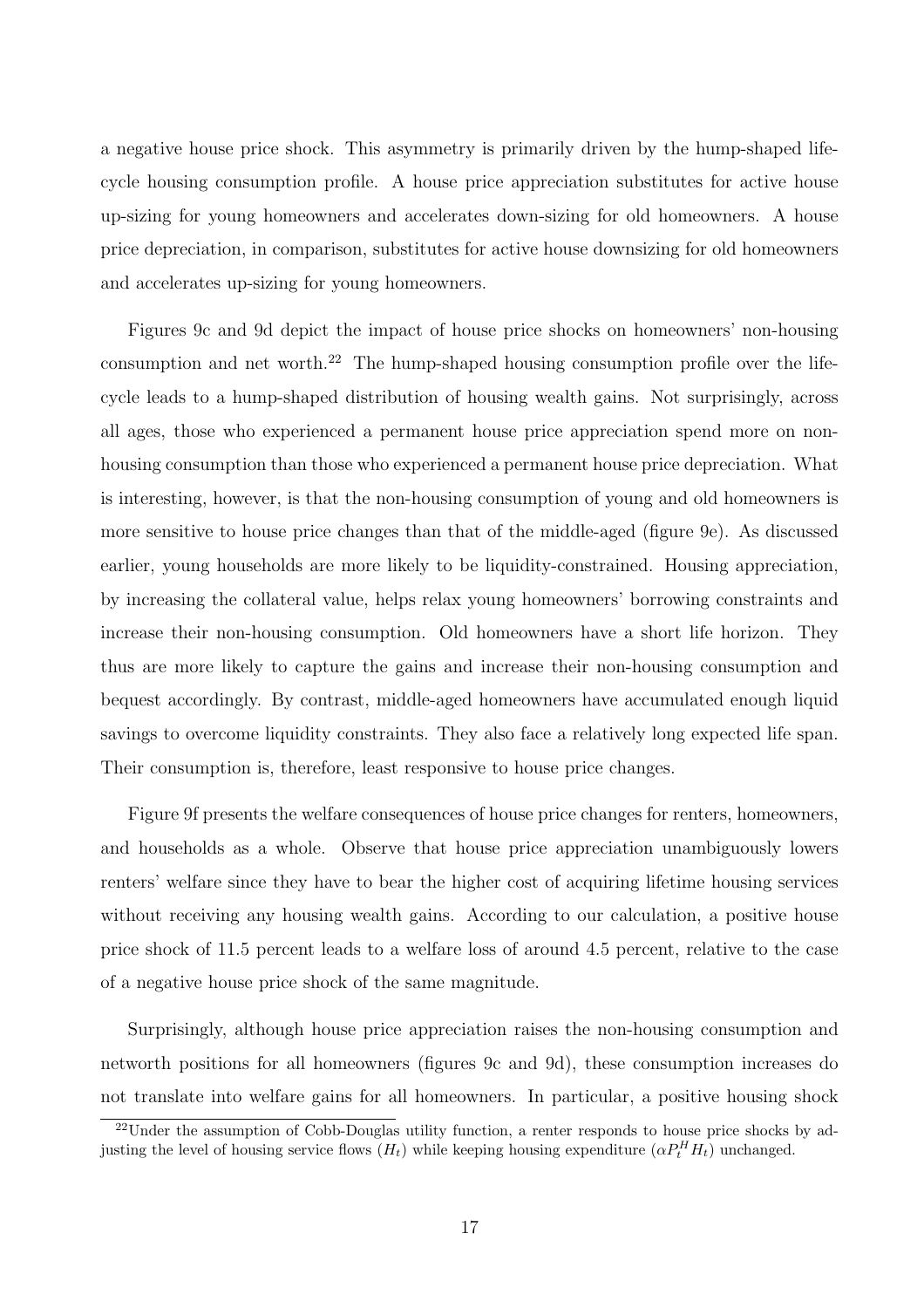a negative house price shock. This asymmetry is primarily driven by the hump-shaped life-cycle housing consumption profile. A house price appreciation substitutes for active house up-sizing for young homeowners and accelerates down-sizing for old homeowners. A house price depreciation, in comparison, substitutes for active house downsizing for old homeowners and accelerates up-sizing for young homeowners.

Figures 9c and 9d depict the impact of house price shocks on homeowners' non-housing consumption and net worth.[22] The hump-shaped housing consumption profile over the life-cycle leads to a hump-shaped distribution of housing wealth gains. Not surprisingly, across all ages, those who experienced a permanent house price appreciation spend more on non-housing consumption than those who experienced a permanent house price depreciation. What is interesting, however, is that the non-housing consumption of young and old homeowners is more sensitive to house price changes than that of the middle-aged (figure 9e). As discussed earlier, young households are more likely to be liquidity-constrained. Housing appreciation, by increasing the collateral value, helps relax young homeowners' borrowing constraints and increase their non-housing consumption. Old homeowners have a short life horizon. They thus are more likely to capture the gains and increase their non-housing consumption and bequest accordingly. By contrast, middle-aged homeowners have accumulated enough liquid savings to overcome liquidity constraints. They also face a relatively long expected life span. Their consumption is, therefore, least responsive to house price changes.

Figure 9f presents the welfare consequences of house price changes for renters, homeowners, and households as a whole. Observe that house price appreciation unambiguously lowers renters' welfare since they have to bear the higher cost of acquiring lifetime housing services without receiving any housing wealth gains. According to our calculation, a positive house price shock of 11.5 percent leads to a welfare loss of around 4.5 percent, relative to the case of a negative house price shock of the same magnitude.

Surprisingly, although house price appreciation raises the non-housing consumption and networth positions for all homeowners (figures 9c and 9d), these consumption increases do not translate into welfare gains for all homeowners. In particular, a positive housing shock

[22] Under the assumption of Cobb-Douglas utility function, a renter responds to house price shocks by adjusting the level of housing service flows ($H_t$) while keeping housing expenditure ($\alpha P_t^H H_t$) unchanged.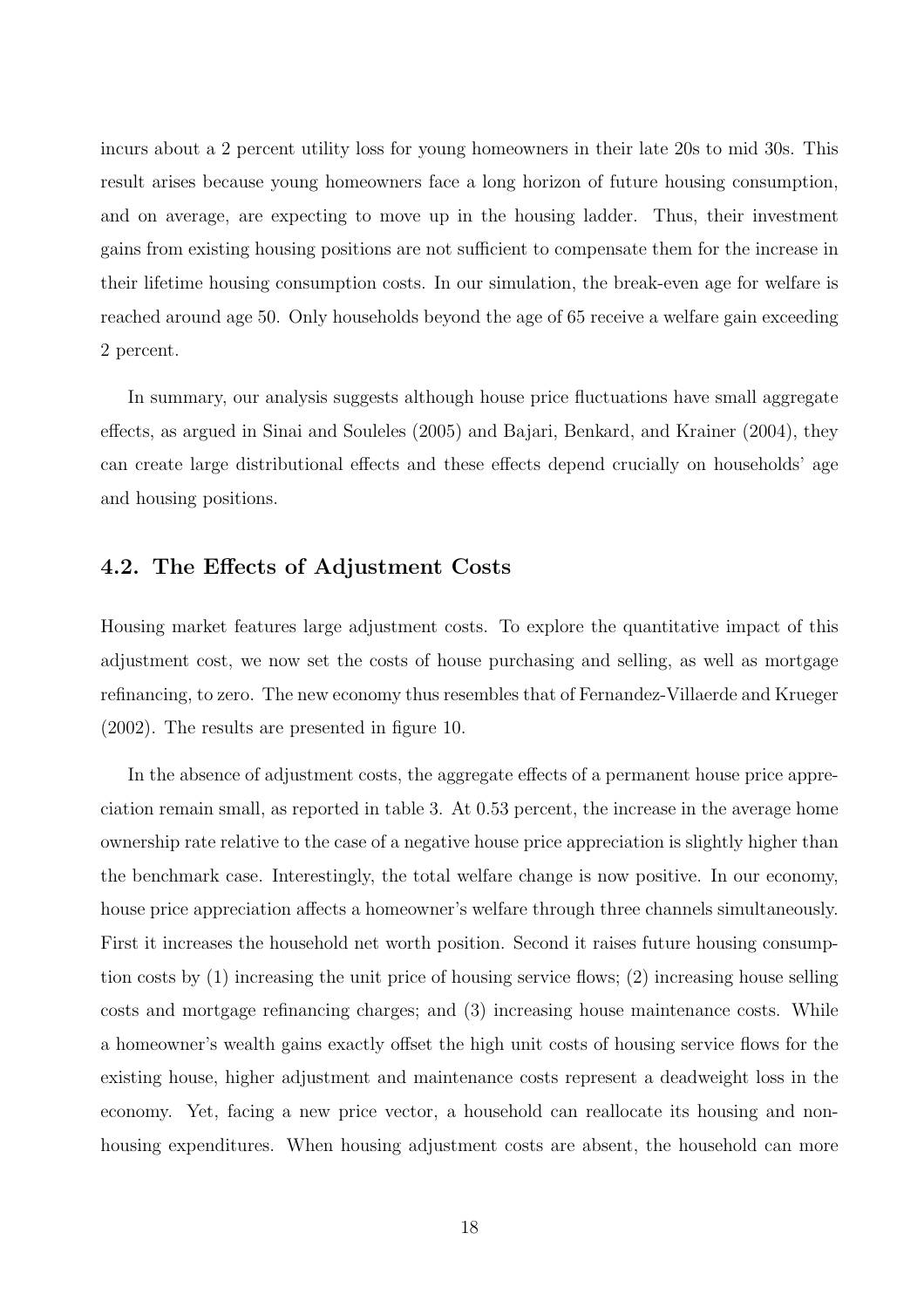incurs about a 2 percent utility loss for young homeowners in their late 20s to mid 30s. This result arises because young homeowners face a long horizon of future housing consumption, and on average, are expecting to move up in the housing ladder. Thus, their investment gains from existing housing positions are not sufficient to compensate them for the increase in their lifetime housing consumption costs. In our simulation, the break-even age for welfare is reached around age 50. Only households beyond the age of 65 receive a welfare gain exceeding 2 percent.

In summary, our analysis suggests although house price fluctuations have small aggregate effects, as argued in Sinai and Souleles (2005) and Bajari, Benkard, and Krainer (2004), they can create large distributional effects and these effects depend crucially on households' age and housing positions.

### 4.2. The Effects of Adjustment Costs

Housing market features large adjustment costs. To explore the quantitative impact of this adjustment cost, we now set the costs of house purchasing and selling, as well as mortgage refinancing, to zero. The new economy thus resembles that of Fernandez-Villaerde and Krueger (2002). The results are presented in figure 10.

In the absence of adjustment costs, the aggregate effects of a permanent house price appreciation remain small, as reported in table 3. At 0.53 percent, the increase in the average home ownership rate relative to the case of a negative house price appreciation is slightly higher than the benchmark case. Interestingly, the total welfare change is now positive. In our economy, house price appreciation affects a homeowner's welfare through three channels simultaneously. First it increases the household net worth position. Second it raises future housing consumption costs by (1) increasing the unit price of housing service flows; (2) increasing house selling costs and mortgage refinancing charges; and (3) increasing house maintenance costs. While a homeowner's wealth gains exactly offset the high unit costs of housing service flows for the existing house, higher adjustment and maintenance costs represent a deadweight loss in the economy. Yet, facing a new price vector, a household can reallocate its housing and non-housing expenditures. When housing adjustment costs are absent, the household can more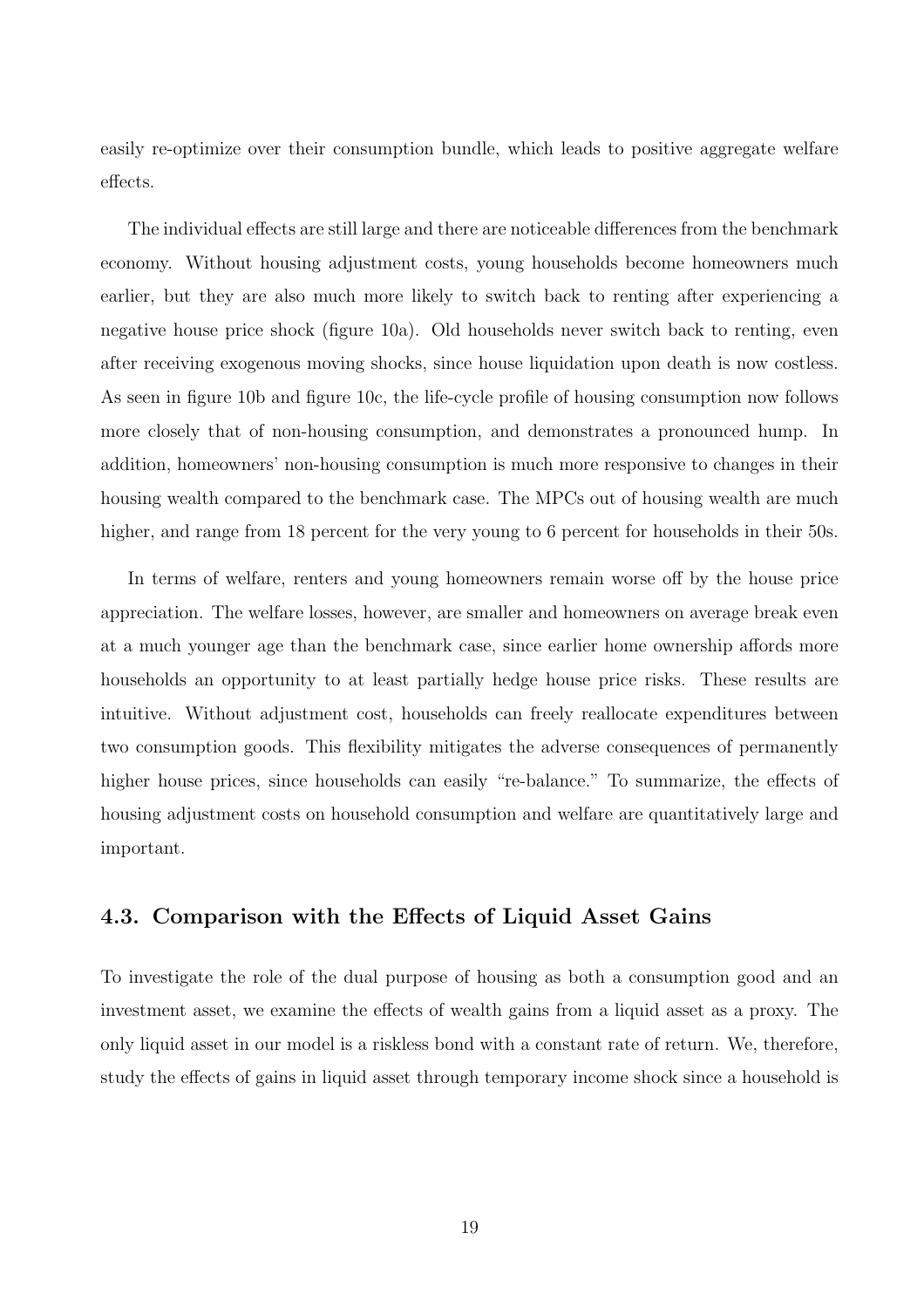easily re-optimize over their consumption bundle, which leads to positive aggregate welfare effects.

The individual effects are still large and there are noticeable differences from the benchmark economy. Without housing adjustment costs, young households become homeowners much earlier, but they are also much more likely to switch back to renting after experiencing a negative house price shock (figure 10a). Old households never switch back to renting, even after receiving exogenous moving shocks, since house liquidation upon death is now costless. As seen in figure 10b and figure 10c, the life-cycle profile of housing consumption now follows more closely that of non-housing consumption, and demonstrates a pronounced hump. In addition, homeowners' non-housing consumption is much more responsive to changes in their housing wealth compared to the benchmark case. The MPCs out of housing wealth are much higher, and range from 18 percent for the very young to 6 percent for households in their 50s.

In terms of welfare, renters and young homeowners remain worse off by the house price appreciation. The welfare losses, however, are smaller and homeowners on average break even at a much younger age than the benchmark case, since earlier home ownership affords more households an opportunity to at least partially hedge house price risks. These results are intuitive. Without adjustment cost, households can freely reallocate expenditures between two consumption goods. This flexibility mitigates the adverse consequences of permanently higher house prices, since households can easily "re-balance." To summarize, the effects of housing adjustment costs on household consumption and welfare are quantitatively large and important.

### 4.3. Comparison with the Effects of Liquid Asset Gains

To investigate the role of the dual purpose of housing as both a consumption good and an investment asset, we examine the effects of wealth gains from a liquid asset as a proxy. The only liquid asset in our model is a riskless bond with a constant rate of return. We, therefore, study the effects of gains in liquid asset through temporary income shock since a household is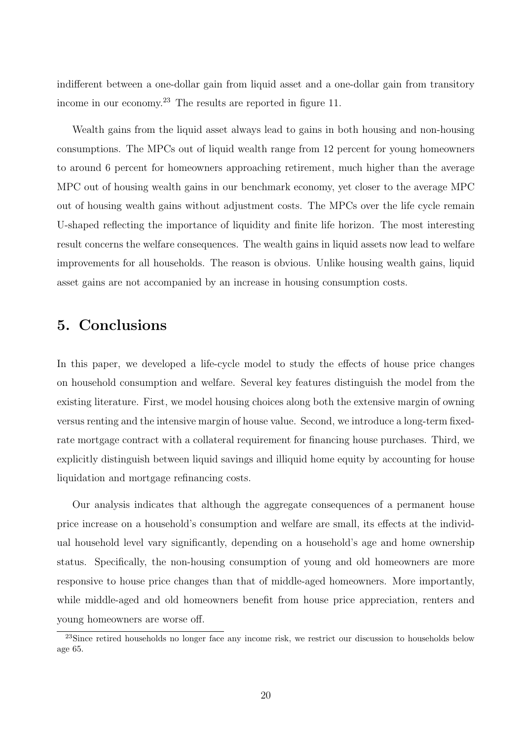indifferent between a one-dollar gain from liquid asset and a one-dollar gain from transitory income in our economy.[23] The results are reported in figure 11.

Wealth gains from the liquid asset always lead to gains in both housing and non-housing consumptions. The MPCs out of liquid wealth range from 12 percent for young homeowners to around 6 percent for homeowners approaching retirement, much higher than the average MPC out of housing wealth gains in our benchmark economy, yet closer to the average MPC out of housing wealth gains without adjustment costs. The MPCs over the life cycle remain U-shaped reflecting the importance of liquidity and finite life horizon. The most interesting result concerns the welfare consequences. The wealth gains in liquid assets now lead to welfare improvements for all households. The reason is obvious. Unlike housing wealth gains, liquid asset gains are not accompanied by an increase in housing consumption costs.

## 5. Conclusions

In this paper, we developed a life-cycle model to study the effects of house price changes on household consumption and welfare. Several key features distinguish the model from the existing literature. First, we model housing choices along both the extensive margin of owning versus renting and the intensive margin of house value. Second, we introduce a long-term fixed-rate mortgage contract with a collateral requirement for financing house purchases. Third, we explicitly distinguish between liquid savings and illiquid home equity by accounting for house liquidation and mortgage refinancing costs.

Our analysis indicates that although the aggregate consequences of a permanent house price increase on a household's consumption and welfare are small, its effects at the individual household level vary significantly, depending on a household's age and home ownership status. Specifically, the non-housing consumption of young and old homeowners are more responsive to house price changes than that of middle-aged homeowners. More importantly, while middle-aged and old homeowners benefit from house price appreciation, renters and young homeowners are worse off.

[23] Since retired households no longer face any income risk, we restrict our discussion to households below age 65.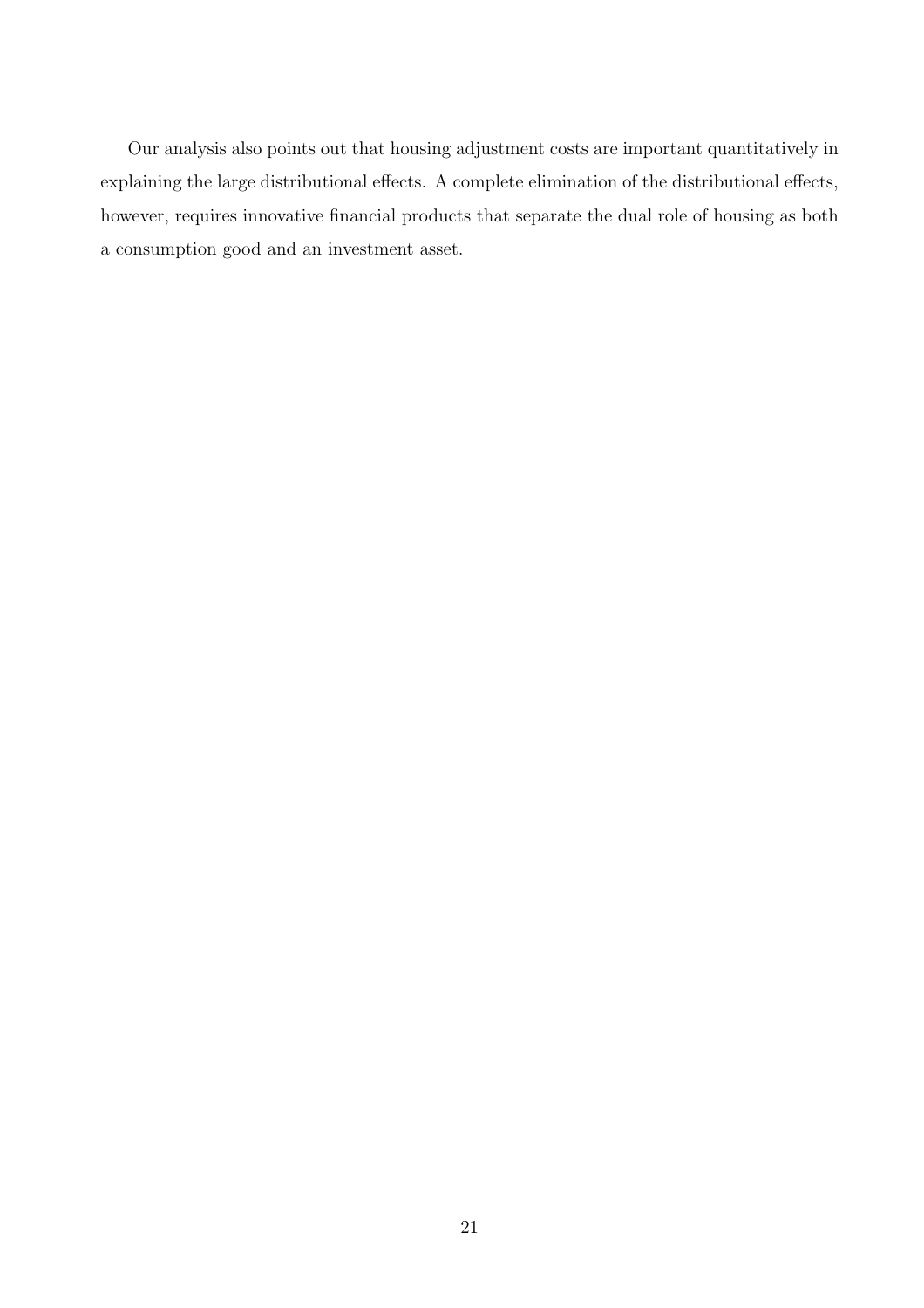Our analysis also points out that housing adjustment costs are important quantitatively in explaining the large distributional effects. A complete elimination of the distributional effects, however, requires innovative financial products that separate the dual role of housing as both a consumption good and an investment asset.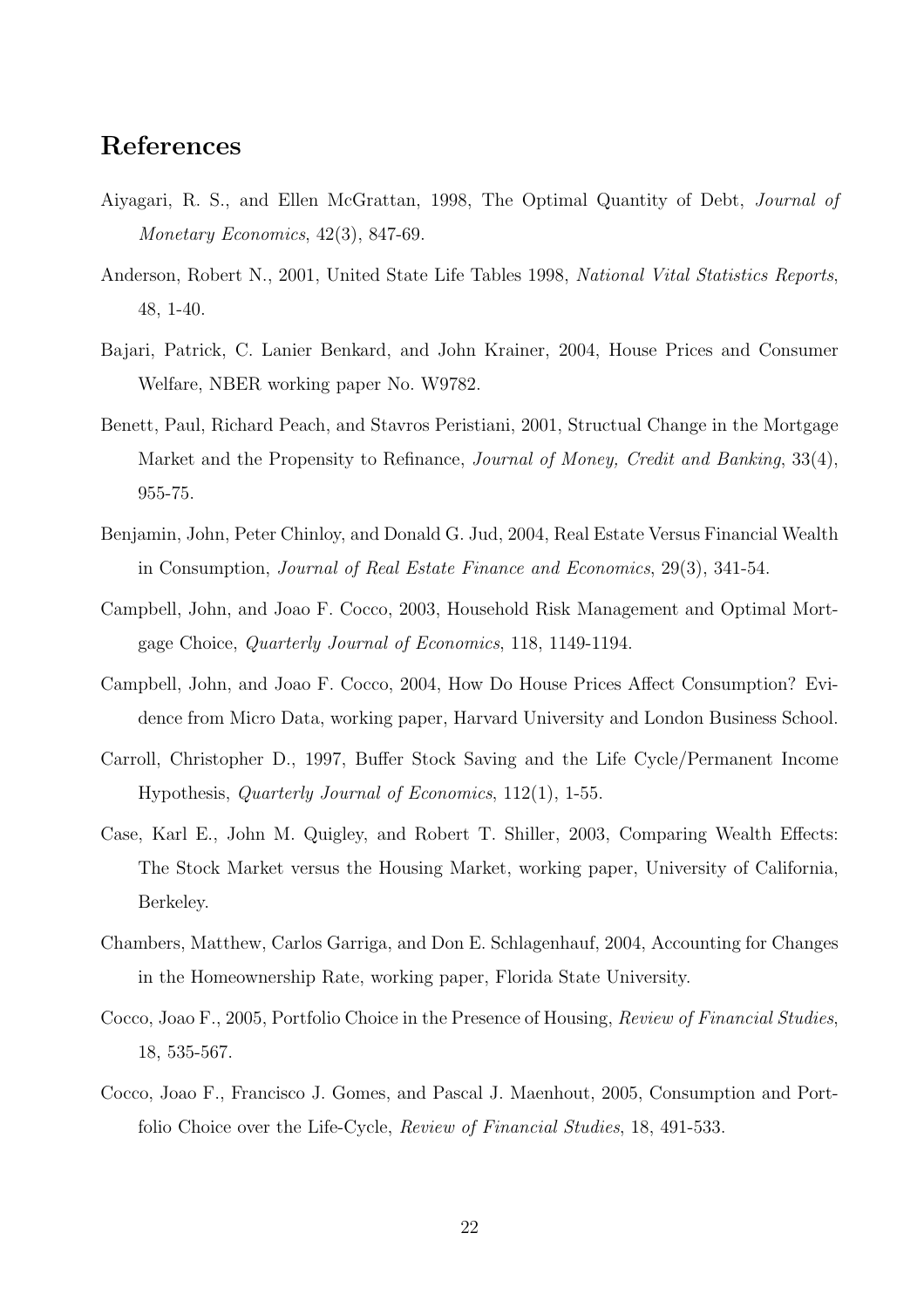## References

Aiyagari, R. S., and Ellen McGrattan, 1998, The Optimal Quantity of Debt, *Journal of Monetary Economics*, 42(3), 847-69.

Anderson, Robert N., 2001, United State Life Tables 1998, *National Vital Statistics Reports*, 48, 1-40.

Bajari, Patrick, C. Lanier Benkard, and John Krainer, 2004, House Prices and Consumer Welfare, NBER working paper No. W9782.

Benett, Paul, Richard Peach, and Stavros Peristiani, 2001, Structual Change in the Mortgage Market and the Propensity to Refinance, *Journal of Money, Credit and Banking*, 33(4), 955-75.

Benjamin, John, Peter Chinloy, and Donald G. Jud, 2004, Real Estate Versus Financial Wealth in Consumption, *Journal of Real Estate Finance and Economics*, 29(3), 341-54.

Campbell, John, and Joao F. Cocco, 2003, Household Risk Management and Optimal Mortgage Choice, *Quarterly Journal of Economics*, 118, 1149-1194.

Campbell, John, and Joao F. Cocco, 2004, How Do House Prices Affect Consumption? Evidence from Micro Data, working paper, Harvard University and London Business School.

Carroll, Christopher D., 1997, Buffer Stock Saving and the Life Cycle/Permanent Income Hypothesis, *Quarterly Journal of Economics*, 112(1), 1-55.

Case, Karl E., John M. Quigley, and Robert T. Shiller, 2003, Comparing Wealth Effects: The Stock Market versus the Housing Market, working paper, University of California, Berkeley.

Chambers, Matthew, Carlos Garriga, and Don E. Schlagenhauf, 2004, Accounting for Changes in the Homeownership Rate, working paper, Florida State University.

Cocco, Joao F., 2005, Portfolio Choice in the Presence of Housing, *Review of Financial Studies*, 18, 535-567.

Cocco, Joao F., Francisco J. Gomes, and Pascal J. Maenhout, 2005, Consumption and Portfolio Choice over the Life-Cycle, *Review of Financial Studies*, 18, 491-533.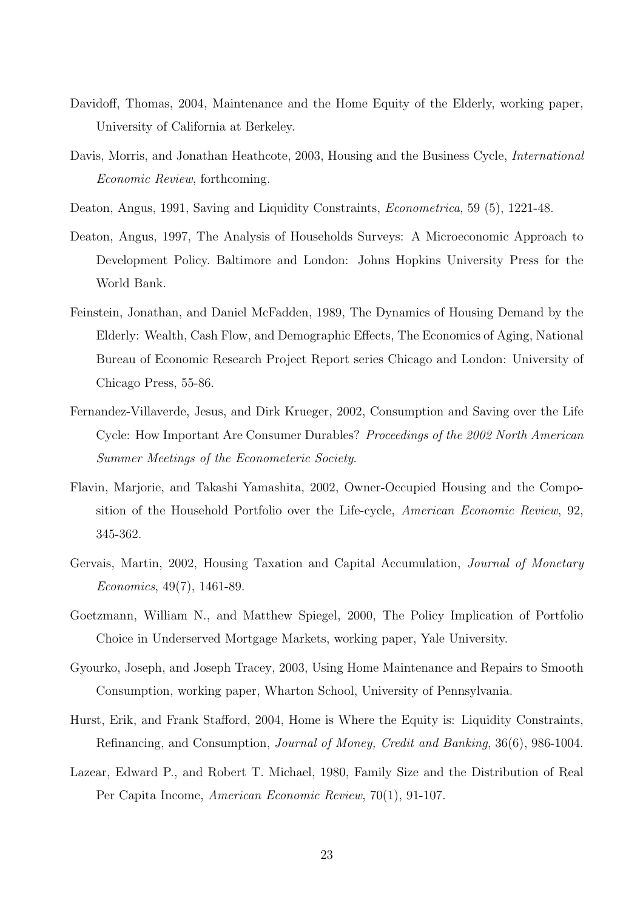Davidoff, Thomas, 2004, Maintenance and the Home Equity of the Elderly, working paper, University of California at Berkeley.

Davis, Morris, and Jonathan Heathcote, 2003, Housing and the Business Cycle, *International Economic Review*, forthcoming.

Deaton, Angus, 1991, Saving and Liquidity Constraints, *Econometrica*, 59 (5), 1221-48.

Deaton, Angus, 1997, The Analysis of Households Surveys: A Microeconomic Approach to Development Policy. Baltimore and London: Johns Hopkins University Press for the World Bank.

Feinstein, Jonathan, and Daniel McFadden, 1989, The Dynamics of Housing Demand by the Elderly: Wealth, Cash Flow, and Demographic Effects, The Economics of Aging, National Bureau of Economic Research Project Report series Chicago and London: University of Chicago Press, 55-86.

Fernandez-Villaverde, Jesus, and Dirk Krueger, 2002, Consumption and Saving over the Life Cycle: How Important Are Consumer Durables? *Proceedings of the 2002 North American Summer Meetings of the Econometeric Society*.

Flavin, Marjorie, and Takashi Yamashita, 2002, Owner-Occupied Housing and the Composition of the Household Portfolio over the Life-cycle, *American Economic Review*, 92, 345-362.

Gervais, Martin, 2002, Housing Taxation and Capital Accumulation, *Journal of Monetary Economics*, 49(7), 1461-89.

Goetzmann, William N., and Matthew Spiegel, 2000, The Policy Implication of Portfolio Choice in Underserved Mortgage Markets, working paper, Yale University.

Gyourko, Joseph, and Joseph Tracey, 2003, Using Home Maintenance and Repairs to Smooth Consumption, working paper, Wharton School, University of Pennsylvania.

Hurst, Erik, and Frank Stafford, 2004, Home is Where the Equity is: Liquidity Constraints, Refinancing, and Consumption, *Journal of Money, Credit and Banking*, 36(6), 986-1004.

Lazear, Edward P., and Robert T. Michael, 1980, Family Size and the Distribution of Real Per Capita Income, *American Economic Review*, 70(1), 91-107.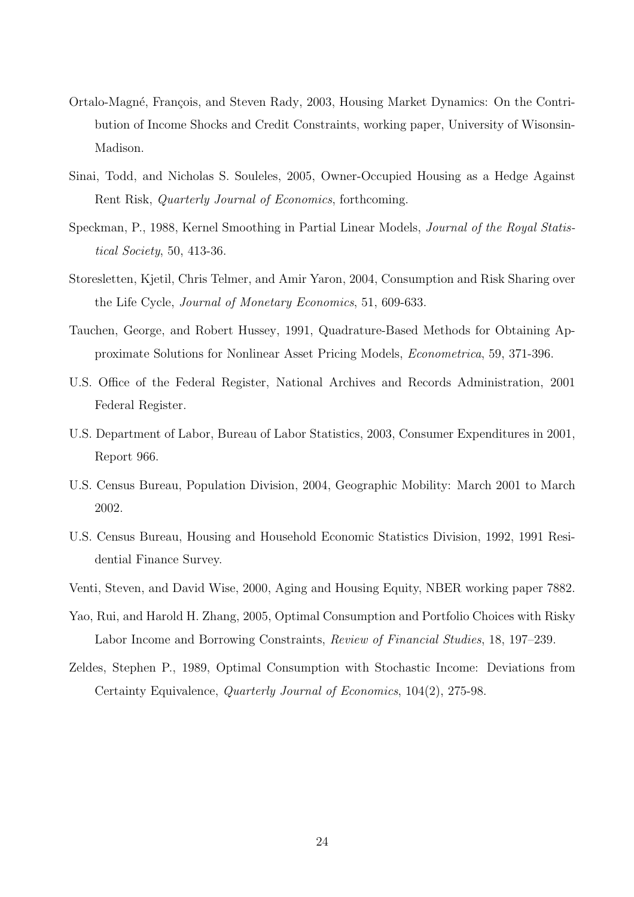Ortalo-Magné, François, and Steven Rady, 2003, Housing Market Dynamics: On the Contribution of Income Shocks and Credit Constraints, working paper, University of Wisonsin-Madison.

Sinai, Todd, and Nicholas S. Souleles, 2005, Owner-Occupied Housing as a Hedge Against Rent Risk, *Quarterly Journal of Economics*, forthcoming.

Speckman, P., 1988, Kernel Smoothing in Partial Linear Models, *Journal of the Royal Statistical Society*, 50, 413-36.

Storesletten, Kjetil, Chris Telmer, and Amir Yaron, 2004, Consumption and Risk Sharing over the Life Cycle, *Journal of Monetary Economics*, 51, 609-633.

Tauchen, George, and Robert Hussey, 1991, Quadrature-Based Methods for Obtaining Approximate Solutions for Nonlinear Asset Pricing Models, *Econometrica*, 59, 371-396.

U.S. Office of the Federal Register, National Archives and Records Administration, 2001 Federal Register.

U.S. Department of Labor, Bureau of Labor Statistics, 2003, Consumer Expenditures in 2001, Report 966.

U.S. Census Bureau, Population Division, 2004, Geographic Mobility: March 2001 to March 2002.

U.S. Census Bureau, Housing and Household Economic Statistics Division, 1992, 1991 Residential Finance Survey.

Venti, Steven, and David Wise, 2000, Aging and Housing Equity, NBER working paper 7882.

Yao, Rui, and Harold H. Zhang, 2005, Optimal Consumption and Portfolio Choices with Risky Labor Income and Borrowing Constraints, *Review of Financial Studies*, 18, 197–239.

Zeldes, Stephen P., 1989, Optimal Consumption with Stochastic Income: Deviations from Certainty Equivalence, *Quarterly Journal of Economics*, 104(2), 275-98.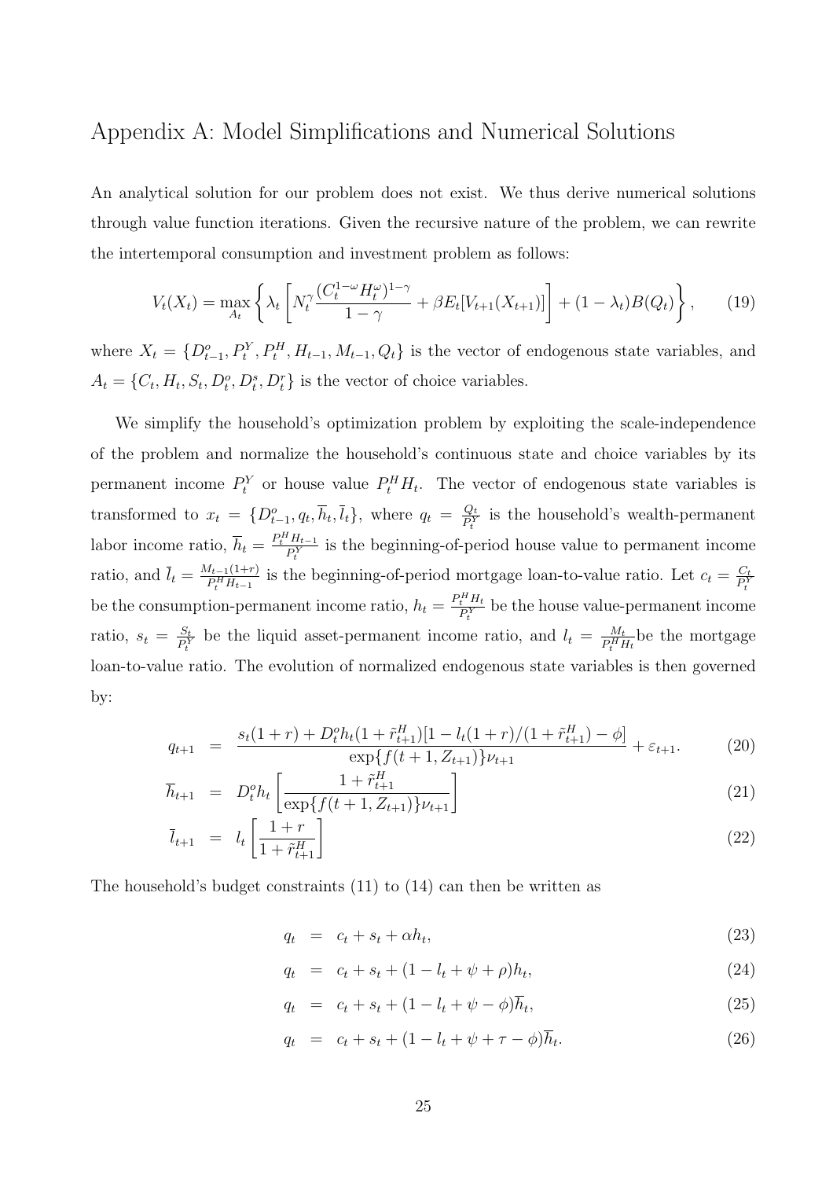# Appendix A: Model Simplifications and Numerical Solutions

An analytical solution for our problem does not exist. We thus derive numerical solutions through value function iterations. Given the recursive nature of the problem, we can rewrite the intertemporal consumption and investment problem as follows:

$$V_t(X_t) = \max_{A_t} \left\{ \lambda_t \left[ N_t^{\gamma} \frac{(C_t^{1-\omega} H_t^{\omega})^{1-\gamma}}{1-\gamma} + \beta E_t[V_{t+1}(X_{t+1})] \right] + (1-\lambda_t) B(Q_t) \right\}, \tag{19}$$

where $X_t = \{D_{t-1}^o, P_t^Y, P_t^H, H_{t-1}, M_{t-1}, Q_t\}$ is the vector of endogenous state variables, and $A_t = \{C_t, H_t, S_t, D_t^o, D_t^s, D_t^r\}$ is the vector of choice variables.

We simplify the household's optimization problem by exploiting the scale-independence of the problem and normalize the household's continuous state and choice variables by its permanent income $P_t^Y$ or house value $P_t^H H_t$. The vector of endogenous state variables is transformed to $x_t = \{D_{t-1}^o, q_t, \overline{h}_t, \overline{l}_t\}$, where $q_t = \frac{Q_t}{P_t^Y}$ is the household's wealth-permanent labor income ratio, $\overline{h}_t = \frac{P_t^H H_{t-1}}{P_t^Y}$ is the beginning-of-period house value to permanent income ratio, and $\overline{l}_t = \frac{M_{t-1}(1+r)}{P_t^H H_{t-1}}$ is the beginning-of-period mortgage loan-to-value ratio. Let $c_t = \frac{C_t}{P_t^Y}$ be the consumption-permanent income ratio, $h_t = \frac{P_t^H H_t}{P_t^Y}$ be the house value-permanent income ratio, $s_t = \frac{S_t}{P_t^Y}$ be the liquid asset-permanent income ratio, and $l_t = \frac{M_t}{P_t^H H_t}$be the mortgage loan-to-value ratio. The evolution of normalized endogenous state variables is then governed by:

$$q_{t+1} = \frac{s_t(1+r) + D_t^o h_t (1+\tilde{r}_{t+1}^H)[1 - l_t(1+r)/(1+\tilde{r}_{t+1}^H) - \phi]}{\exp\{f(t+1, Z_{t+1})\}\nu_{t+1}} + \varepsilon_{t+1}. \tag{20}$$

$$\overline{h}_{t+1} = D_t^o h_t \left[ \frac{1+\tilde{r}_{t+1}^H}{\exp\{f(t+1, Z_{t+1})\}\nu_{t+1}} \right] \tag{21}$$

$$\overline{l}_{t+1} = l_t \left[ \frac{1+r}{1+\tilde{r}_{t+1}^H} \right] \tag{22}$$

The household's budget constraints (11) to (14) can then be written as

$$q_t = c_t + s_t + \alpha h_t, \tag{23}$$

$$q_t = c_t + s_t + (1 - l_t + \psi + \rho) h_t, \tag{24}$$

$$q_t = c_t + s_t + (1 - l_t + \psi - \phi)\overline{h}_t, \tag{25}$$

$$q_t = c_t + s_t + (1 - l_t + \psi + \tau - \phi)\overline{h}_t. \tag{26}$$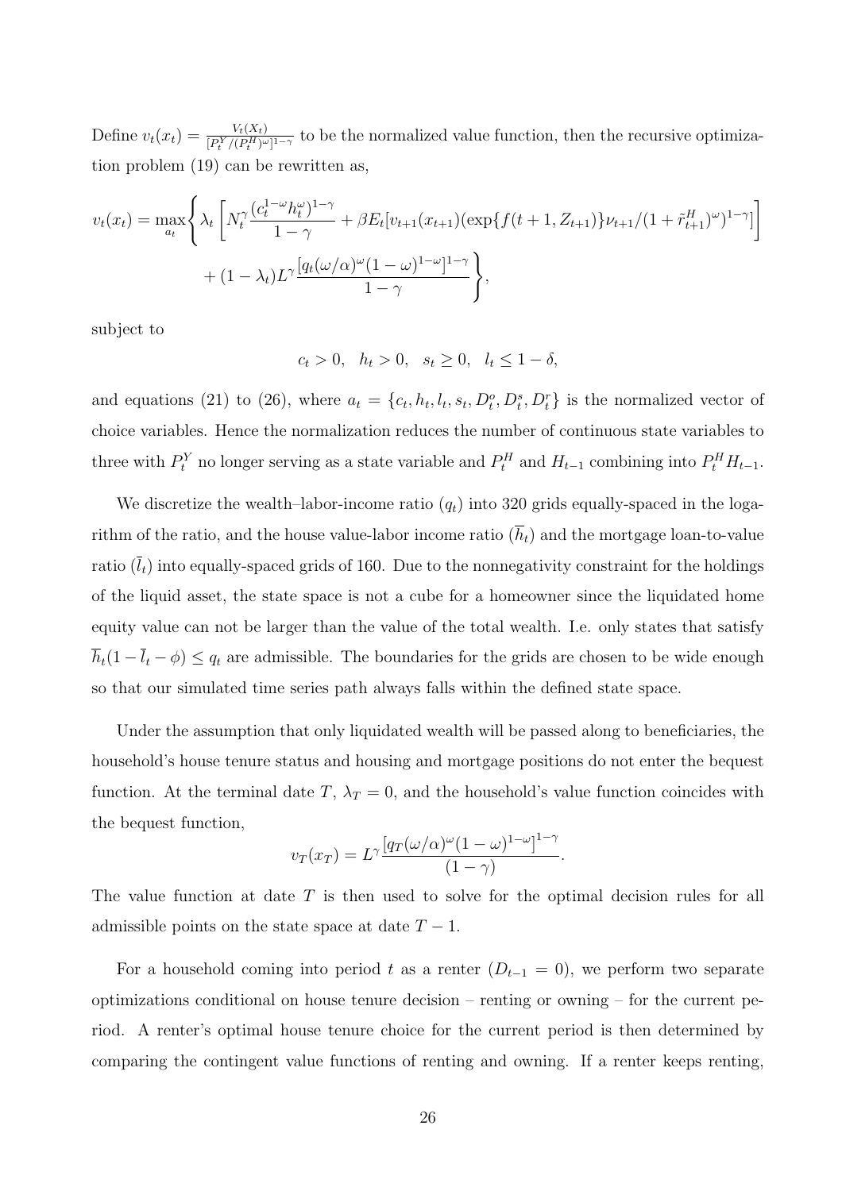Define $v_t(x_t) = \frac{V_t(X_t)}{[P_t^Y/(P_t^H)^\omega]^{1-\gamma}}$ to be the normalized value function, then the recursive optimization problem (19) can be rewritten as,

$$
\begin{aligned}
v_t(x_t) = \max_{a_t} \Bigg\{ & \lambda_t \left[ N_t^\gamma \frac{(c_t^{1-\omega} h_t^\omega)^{1-\gamma}}{1-\gamma} + \beta E_t[v_{t+1}(x_{t+1})(\exp\{f(t+1, Z_{t+1})\}\nu_{t+1}/(1+\tilde{r}_{t+1}^H)^\omega)^{1-\gamma}] \right] \\
& + (1-\lambda_t) L^\gamma \frac{[q_t(\omega/\alpha)^\omega (1-\omega)^{1-\omega}]^{1-\gamma}}{1-\gamma} \Bigg\},
\end{aligned}
$$

subject to

$$
c_t > 0, \quad h_t > 0, \quad s_t \geq 0, \quad l_t \leq 1 - \delta,
$$

and equations (21) to (26), where $a_t = \{c_t, h_t, l_t, s_t, D_t^o, D_t^s, D_t^r\}$ is the normalized vector of choice variables. Hence the normalization reduces the number of continuous state variables to three with $P_t^Y$ no longer serving as a state variable and $P_t^H$ and $H_{t-1}$ combining into $P_t^H H_{t-1}$.

We discretize the wealth–labor-income ratio ($q_t$) into 320 grids equally-spaced in the logarithm of the ratio, and the house value-labor income ratio ($\overline{h}_t$) and the mortgage loan-to-value ratio ($\overline{l}_t$) into equally-spaced grids of 160. Due to the nonnegativity constraint for the holdings of the liquid asset, the state space is not a cube for a homeowner since the liquidated home equity value can not be larger than the value of the total wealth. I.e. only states that satisfy $\overline{h}_t(1 - \overline{l}_t - \phi) \leq q_t$ are admissible. The boundaries for the grids are chosen to be wide enough so that our simulated time series path always falls within the defined state space.

Under the assumption that only liquidated wealth will be passed along to beneficiaries, the household's house tenure status and housing and mortgage positions do not enter the bequest function. At the terminal date $T$, $\lambda_T = 0$, and the household's value function coincides with the bequest function,

$$
v_T(x_T) = L^\gamma \frac{[q_T(\omega/\alpha)^\omega (1-\omega)^{1-\omega}]^{1-\gamma}}{(1-\gamma)}.
$$

The value function at date $T$ is then used to solve for the optimal decision rules for all admissible points on the state space at date $T-1$.

For a household coming into period $t$ as a renter ($D_{t-1} = 0$), we perform two separate optimizations conditional on house tenure decision – renting or owning – for the current period. A renter's optimal house tenure choice for the current period is then determined by comparing the contingent value functions of renting and owning. If a renter keeps renting,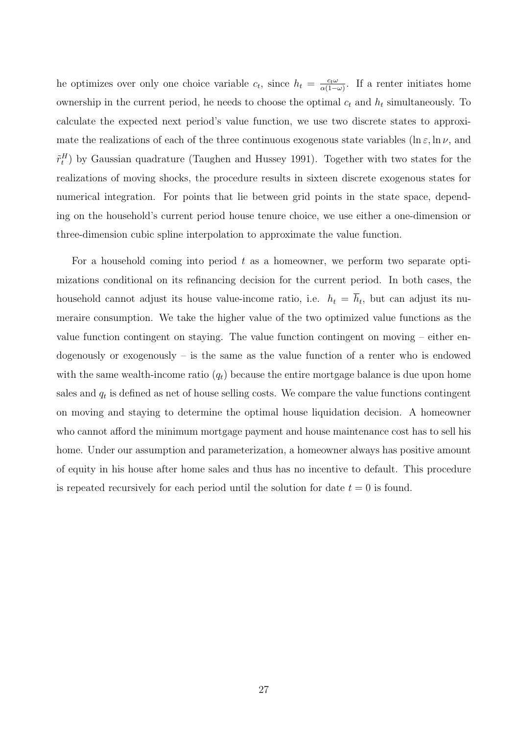he optimizes over only one choice variable $c_t$, since $h_t = \frac{c_t \omega}{\alpha(1-\omega)}$. If a renter initiates home ownership in the current period, he needs to choose the optimal $c_t$ and $h_t$ simultaneously. To calculate the expected next period's value function, we use two discrete states to approximate the realizations of each of the three continuous exogenous state variables ($\ln \varepsilon, \ln \nu$, and $\tilde{r}_t^H$) by Gaussian quadrature (Taughen and Hussey 1991). Together with two states for the realizations of moving shocks, the procedure results in sixteen discrete exogenous states for numerical integration. For points that lie between grid points in the state space, depending on the household's current period house tenure choice, we use either a one-dimension or three-dimension cubic spline interpolation to approximate the value function.

For a household coming into period $t$ as a homeowner, we perform two separate optimizations conditional on its refinancing decision for the current period. In both cases, the household cannot adjust its house value-income ratio, i.e. $h_t = \overline{h}_t$, but can adjust its numeraire consumption. We take the higher value of the two optimized value functions as the value function contingent on staying. The value function contingent on moving – either endogenously or exogenously – is the same as the value function of a renter who is endowed with the same wealth-income ratio ($q_t$) because the entire mortgage balance is due upon home sales and $q_t$ is defined as net of house selling costs. We compare the value functions contingent on moving and staying to determine the optimal house liquidation decision. A homeowner who cannot afford the minimum mortgage payment and house maintenance cost has to sell his home. Under our assumption and parameterization, a homeowner always has positive amount of equity in his house after home sales and thus has no incentive to default. This procedure is repeated recursively for each period until the solution for date $t = 0$ is found.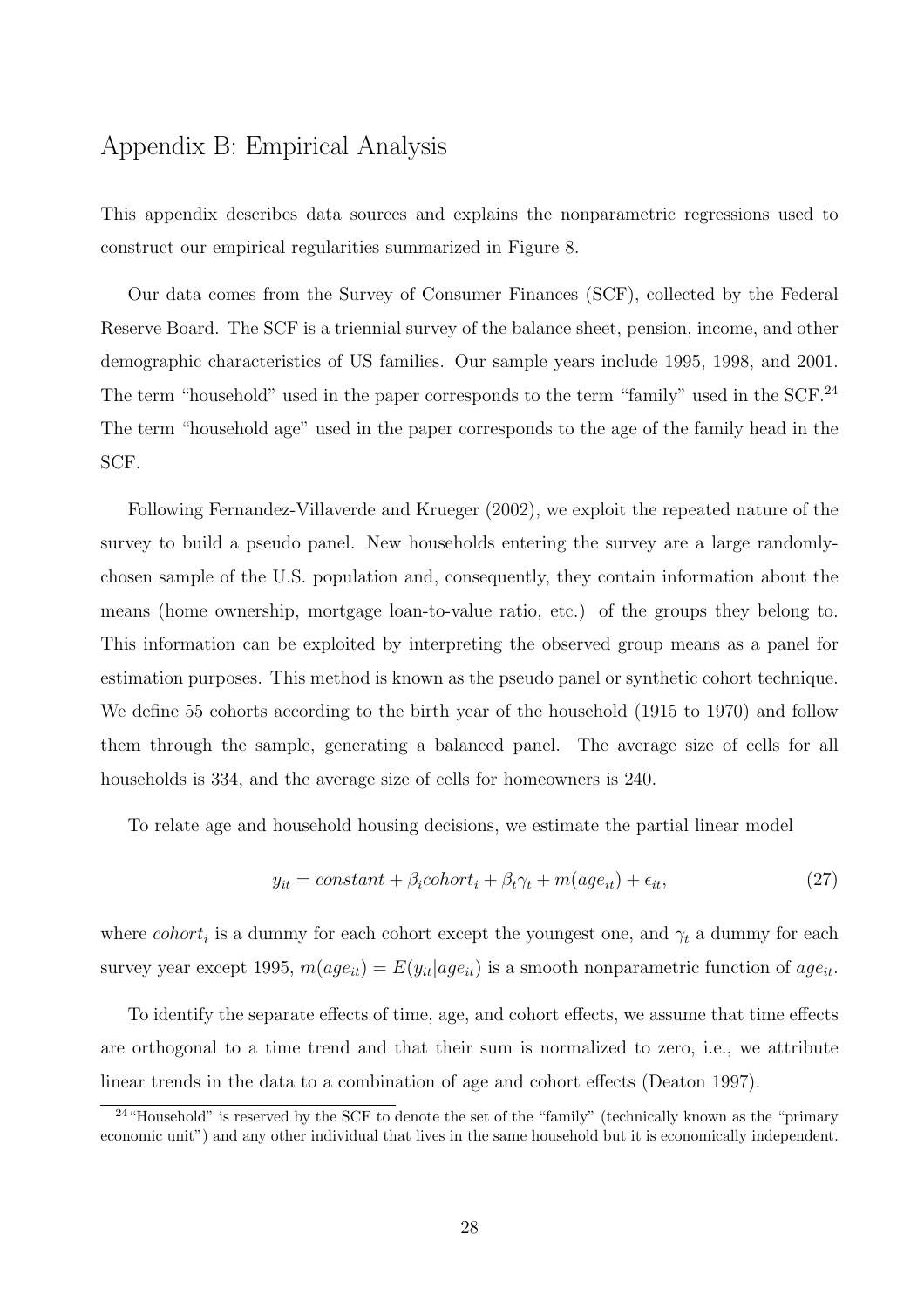## Appendix B: Empirical Analysis

This appendix describes data sources and explains the nonparametric regressions used to construct our empirical regularities summarized in Figure 8.

Our data comes from the Survey of Consumer Finances (SCF), collected by the Federal Reserve Board. The SCF is a triennial survey of the balance sheet, pension, income, and other demographic characteristics of US families. Our sample years include 1995, 1998, and 2001. The term "household" used in the paper corresponds to the term "family" used in the SCF.[24] The term "household age" used in the paper corresponds to the age of the family head in the SCF.

Following Fernandez-Villaverde and Krueger (2002), we exploit the repeated nature of the survey to build a pseudo panel. New households entering the survey are a large randomly-chosen sample of the U.S. population and, consequently, they contain information about the means (home ownership, mortgage loan-to-value ratio, etc.) of the groups they belong to. This information can be exploited by interpreting the observed group means as a panel for estimation purposes. This method is known as the pseudo panel or synthetic cohort technique. We define 55 cohorts according to the birth year of the household (1915 to 1970) and follow them through the sample, generating a balanced panel. The average size of cells for all households is 334, and the average size of cells for homeowners is 240.

To relate age and household housing decisions, we estimate the partial linear model

$$y_{it} = constant + \beta_i cohort_i + \beta_t \gamma_t + m(age_{it}) + \epsilon_{it}, \tag{27}$$

where $cohort_i$ is a dummy for each cohort except the youngest one, and $\gamma_t$ a dummy for each survey year except 1995, $m(age_{it}) = E(y_{it}|age_{it})$ is a smooth nonparametric function of $age_{it}$.

To identify the separate effects of time, age, and cohort effects, we assume that time effects are orthogonal to a time trend and that their sum is normalized to zero, i.e., we attribute linear trends in the data to a combination of age and cohort effects (Deaton 1997).

[24] "Household" is reserved by the SCF to denote the set of the "family" (technically known as the "primary economic unit") and any other individual that lives in the same household but it is economically independent.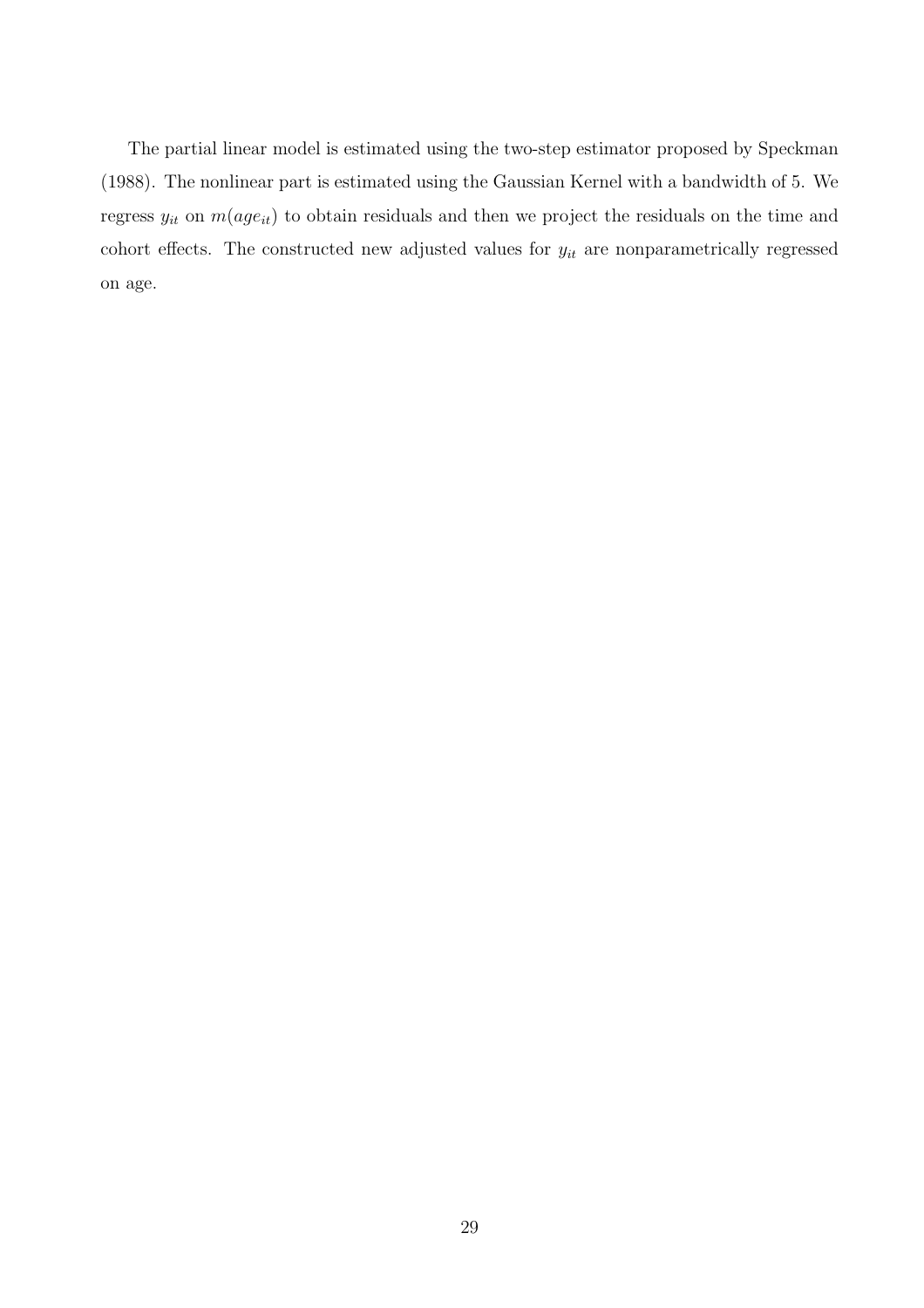The partial linear model is estimated using the two-step estimator proposed by Speckman (1988). The nonlinear part is estimated using the Gaussian Kernel with a bandwidth of 5. We regress $y_{it}$ on $m(age_{it})$ to obtain residuals and then we project the residuals on the time and cohort effects. The constructed new adjusted values for $y_{it}$ are nonparametrically regressed on age.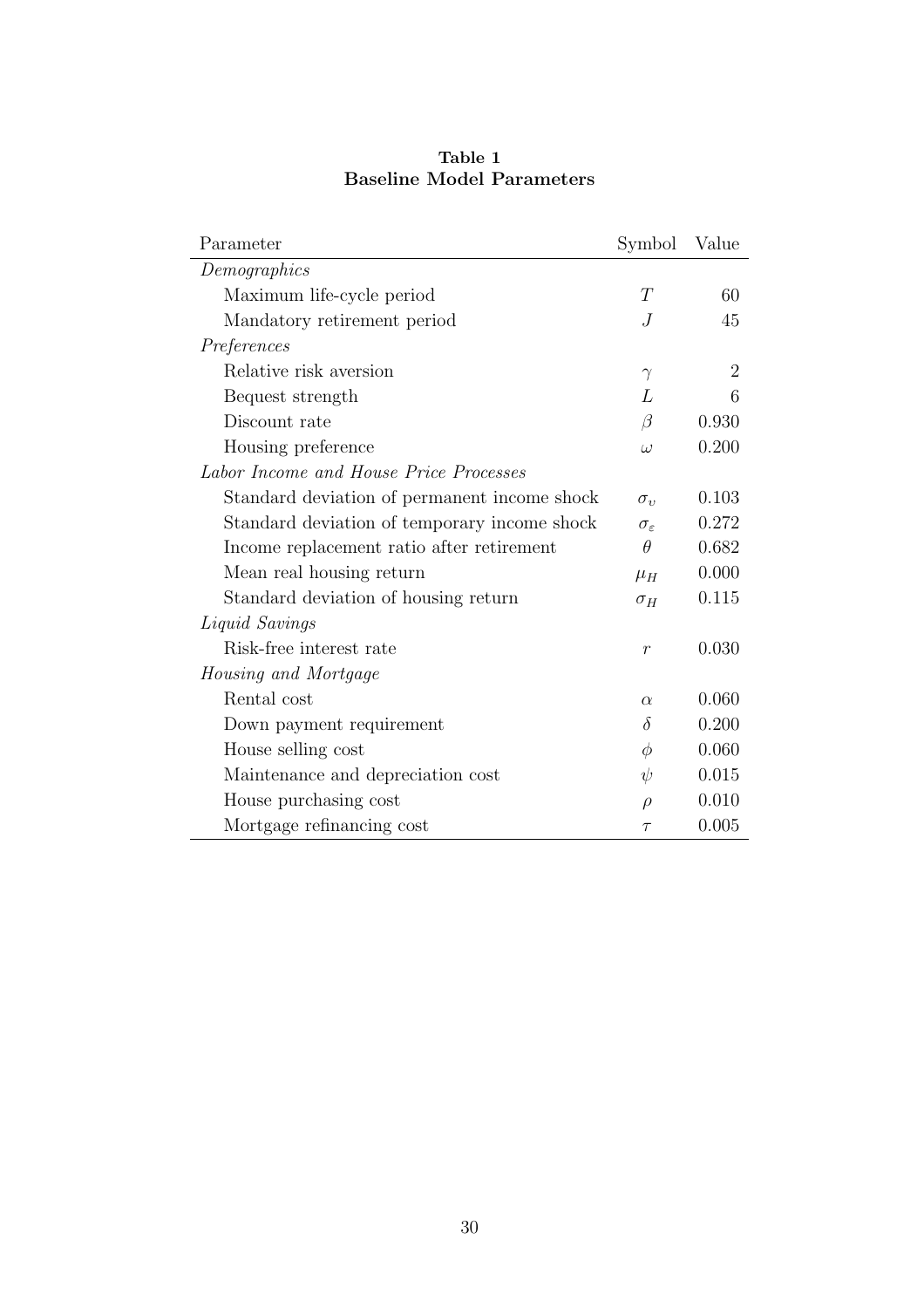**Table 1**
**Baseline Model Parameters**

| Parameter | Symbol | Value |
|---|---|---|
| *Demographics* | | |
| Maximum life-cycle period | $T$ | 60 |
| Mandatory retirement period | $J$ | 45 |
| *Preferences* | | |
| Relative risk aversion | $\gamma$ | 2 |
| Bequest strength | $L$ | 6 |
| Discount rate | $\beta$ | 0.930 |
| Housing preference | $\omega$ | 0.200 |
| *Labor Income and House Price Processes* | | |
| Standard deviation of permanent income shock | $\sigma_{\upsilon}$ | 0.103 |
| Standard deviation of temporary income shock | $\sigma_{\varepsilon}$ | 0.272 |
| Income replacement ratio after retirement | $\theta$ | 0.682 |
| Mean real housing return | $\mu_H$ | 0.000 |
| Standard deviation of housing return | $\sigma_H$ | 0.115 |
| *Liquid Savings* | | |
| Risk-free interest rate | $r$ | 0.030 |
| *Housing and Mortgage* | | |
| Rental cost | $\alpha$ | 0.060 |
| Down payment requirement | $\delta$ | 0.200 |
| House selling cost | $\phi$ | 0.060 |
| Maintenance and depreciation cost | $\psi$ | 0.015 |
| House purchasing cost | $\rho$ | 0.010 |
| Mortgage refinancing cost | $\tau$ | 0.005 |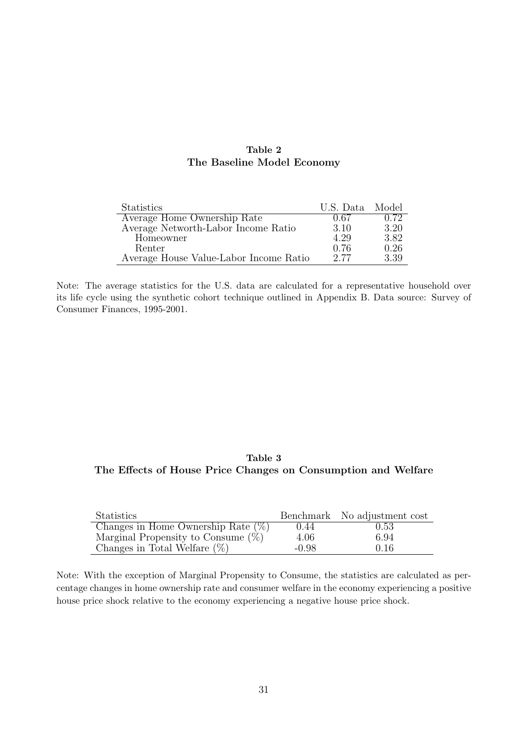**Table 2**
**The Baseline Model Economy**

| Statistics | U.S. Data | Model |
|---|---|---|
| Average Home Ownership Rate | 0.67 | 0.72 |
| Average Networth-Labor Income Ratio | 3.10 | 3.20 |
| Homeowner | 4.29 | 3.82 |
| Renter | 0.76 | 0.26 |
| Average House Value-Labor Income Ratio | 2.77 | 3.39 |

Note: The average statistics for the U.S. data are calculated for a representative household over its life cycle using the synthetic cohort technique outlined in Appendix B. Data source: Survey of Consumer Finances, 1995-2001.

**Table 3**
**The Effects of House Price Changes on Consumption and Welfare**

| Statistics | Benchmark | No adjustment cost |
|---|---|---|
| Changes in Home Ownership Rate (%) | 0.44 | 0.53 |
| Marginal Propensity to Consume (%) | 4.06 | 6.94 |
| Changes in Total Welfare (%) | -0.98 | 0.16 |

Note: With the exception of Marginal Propensity to Consume, the statistics are calculated as percentage changes in home ownership rate and consumer welfare in the economy experiencing a positive house price shock relative to the economy experiencing a negative house price shock.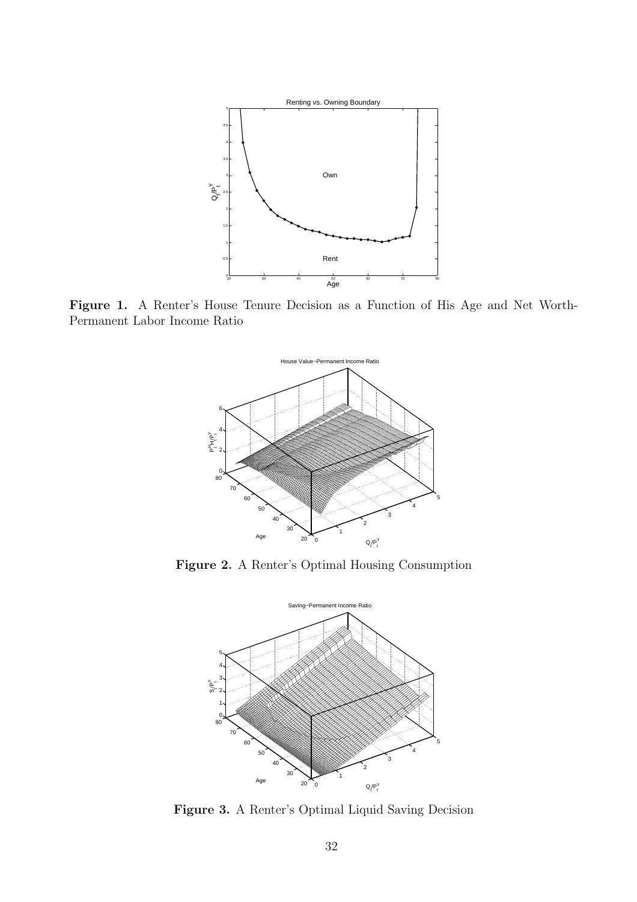**Figure 1.** A Renter's House Tenure Decision as a Function of His Age and Net Worth-Permanent Labor Income Ratio

**Figure 2.** A Renter's Optimal Housing Consumption

**Figure 3.** A Renter's Optimal Liquid Saving Decision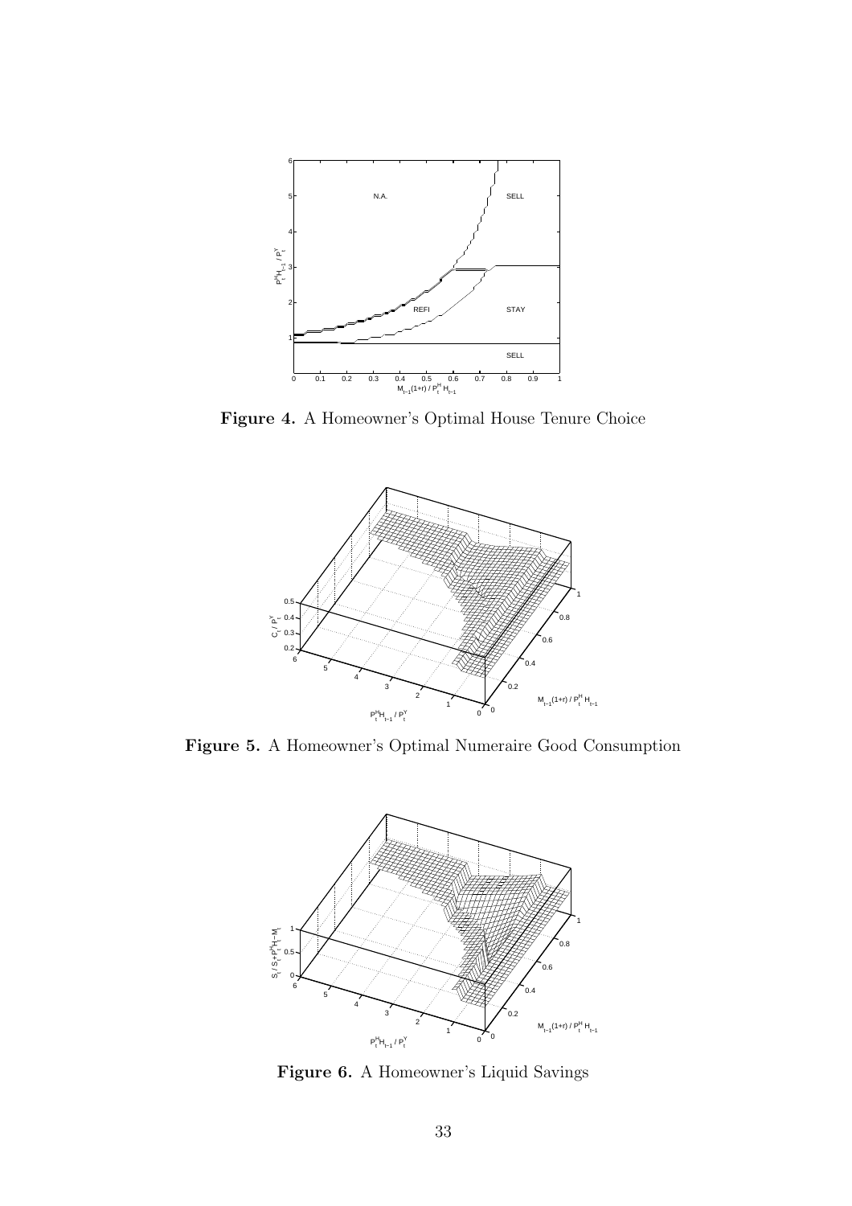**Figure 4.** A Homeowner's Optimal House Tenure Choice

**Figure 5.** A Homeowner's Optimal Numeraire Good Consumption

**Figure 6.** A Homeowner's Liquid Savings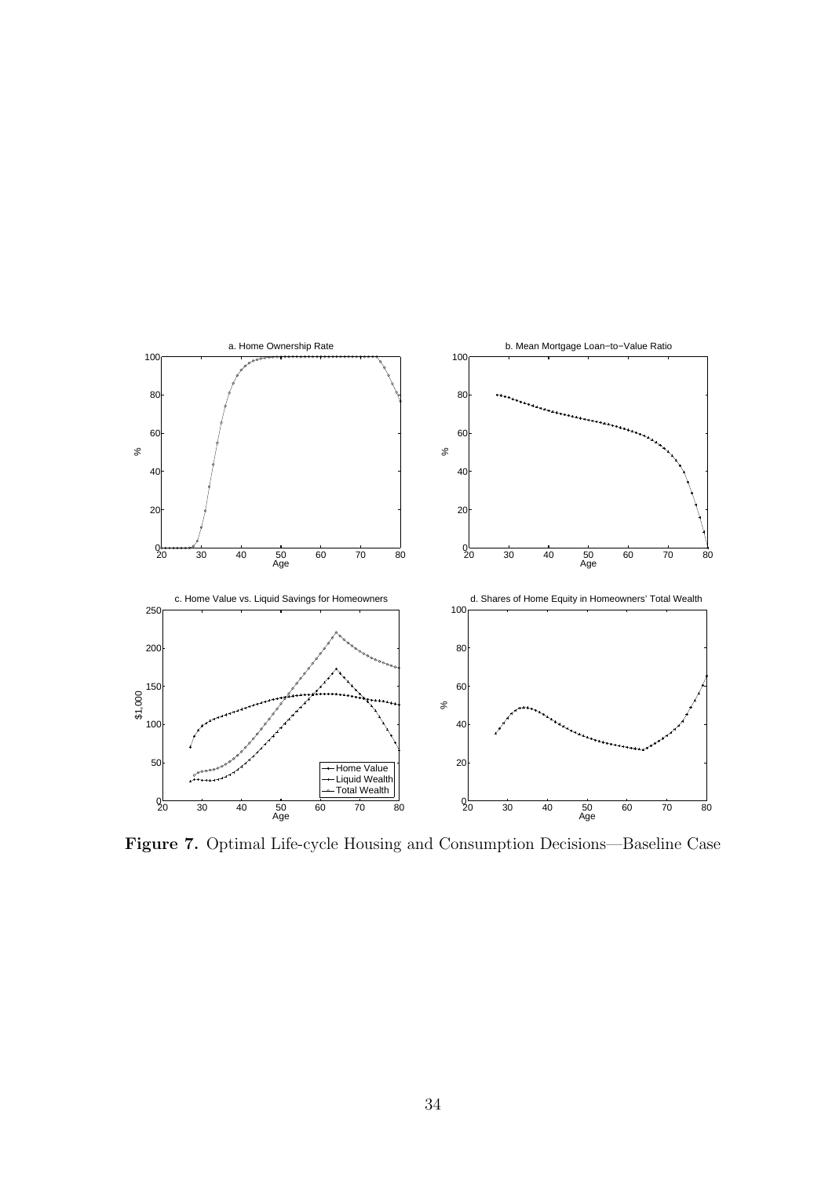**Figure 7.** Optimal Life-cycle Housing and Consumption Decisions—Baseline Case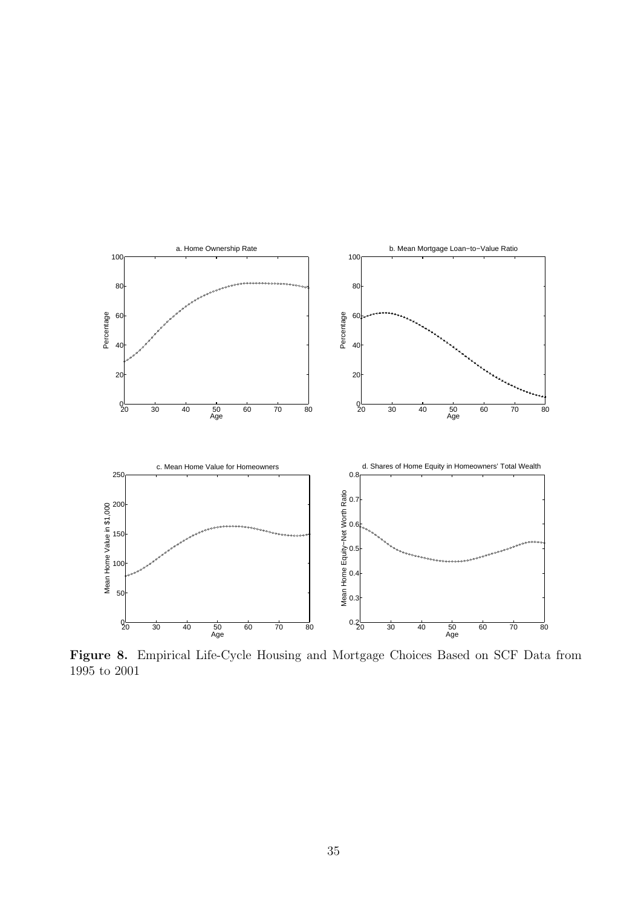**Figure 8.** Empirical Life-Cycle Housing and Mortgage Choices Based on SCF Data from 1995 to 2001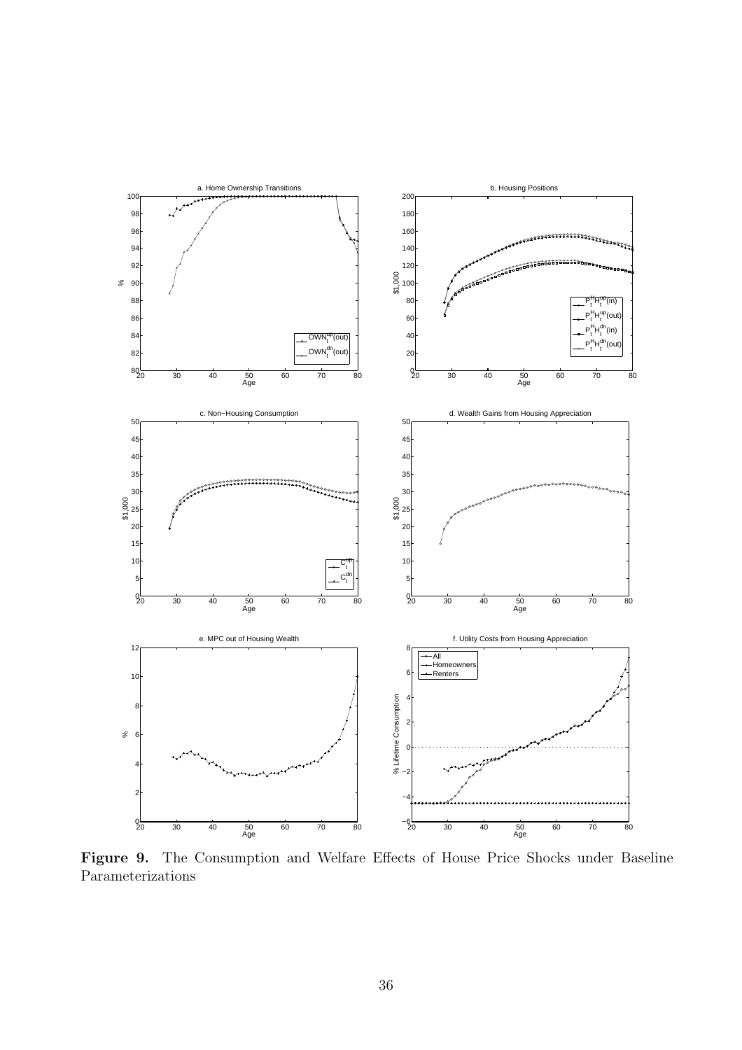**Figure 9.** The Consumption and Welfare Effects of House Price Shocks under Baseline Parameterizations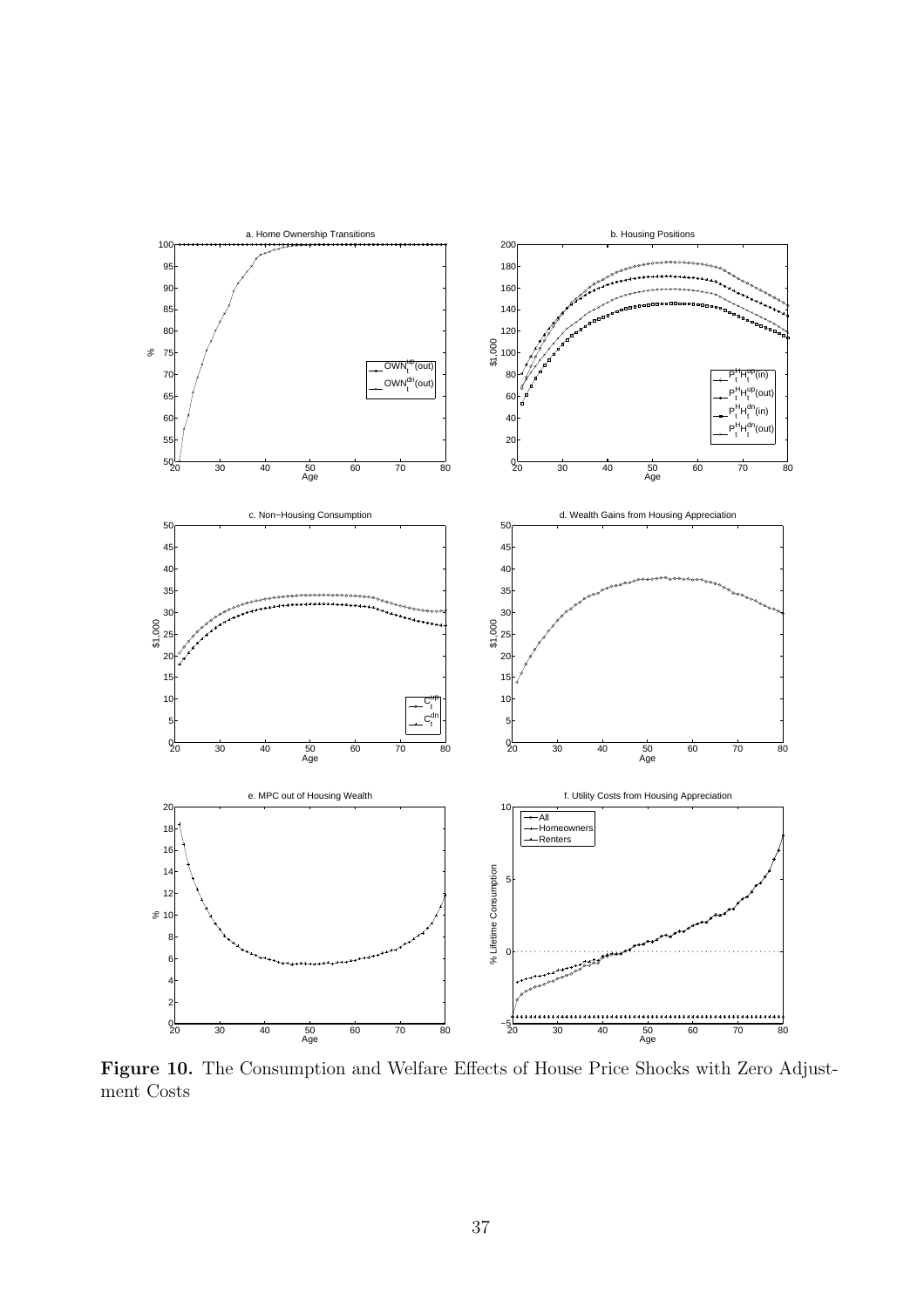**Figure 10.** The Consumption and Welfare Effects of House Price Shocks with Zero Adjustment Costs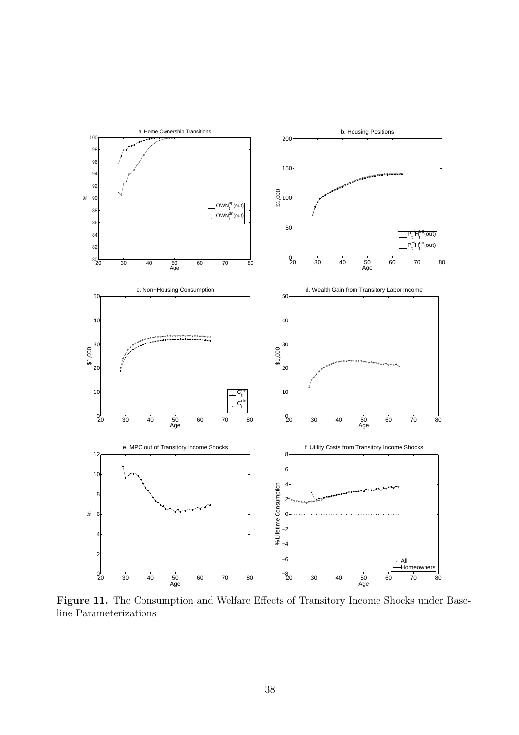a. Home Ownership Transitions

%

Age

$OWN_t^{up}$(out)

$OWN_t^{dn}$(out)

b. Housing Positions

\$1,000

Age

$P_t^H H_t^{up}$(out)

$P_t^H H_t^{dn}$(out)

c. Non−Housing Consumption

\$1,000

Age

$C_t^{up}$

$C_t^{dn}$

d. Wealth Gain from Transitory Labor Income

\$1,000

Age

e. MPC out of Transitory Income Shocks

%

Age

f. Utility Costs from Transitory Income Shocks

% Lifetime Consumption

Age

All

Homeowners

**Figure 11.** The Consumption and Welfare Effects of Transitory Income Shocks under Baseline Parameterizations